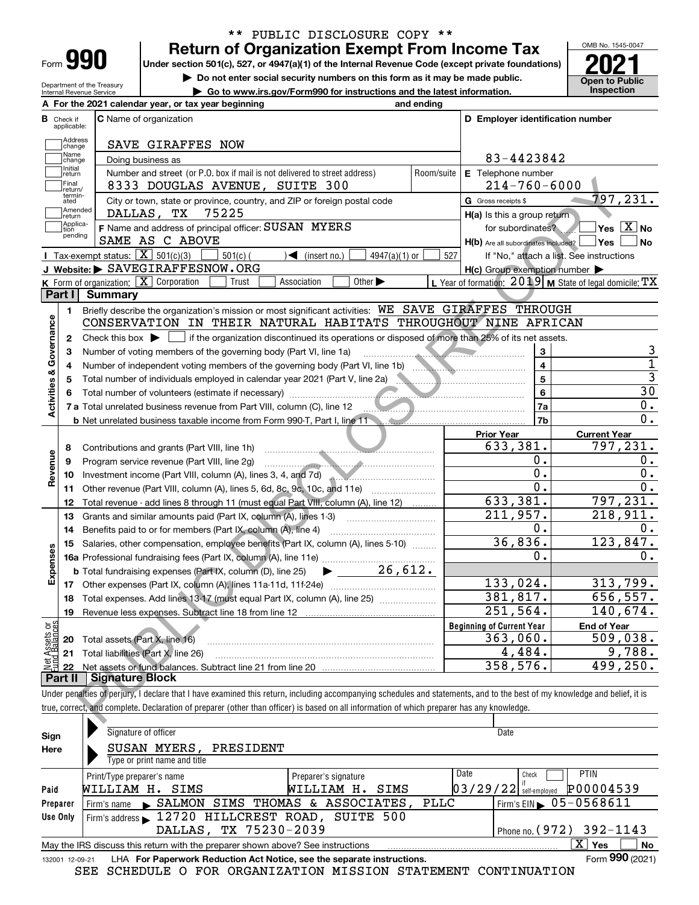\*\* PUBLIC DISCLOSURE COPY \*\*

# Form 990 — Return of Organization Exempt From Income Tax (2021)

Under section 501(c), 527, or 4947(a)(1) of the Internal Revenue Code (except private foundations)

▶ Do not enter social security numbers on this form as it may be made public.

▶ Go to www.irs.gov/Form990 for instructions and the latest information.

Department of the Treasury, Internal Revenue Service

OMB No. 1545-0047 | Open to Public Inspection

**A** For the 2021 calendar year, or tax year beginning and ending

**B** Check if applicable: Address change, Name change, Initial return, Final return/terminated, Amended return, Application pending

**C** Name of organization: SAVE GIRAFFES NOW

Doing business as

Number and street (or P.O. box if mail is not delivered to street address) / Room/suite: 8333 DOUGLAS AVENUE, SUITE 300

City or town, state or province, country, and ZIP or foreign postal code: DALLAS, TX 75225

**D** Employer identification number: 83-4423842

**E** Telephone number: 214-760-6000

**G** Gross receipts $ 797,231.

**F** Name and address of principal officer: SUSAN MYERS, SAME AS C ABOVE

**H(a)** Is this a group return for subordinates? Yes [ ] No [X]

**H(b)** Are all subordinates included? Yes [ ] No [ ]

If "No," attach a list. See instructions

**I** Tax-exempt status: [X] 501(c)(3) [ ] 501(c) ( ) ◀ (insert no.) [ ] 4947(a)(1) or [ ] 527

**J** Website: ▶ SAVEGIRAFFESNOW.ORG

**H(c)** Group exemption number ▶

**K** Form of organization: [X] Corporation [ ] Trust [ ] Association [ ] Other ▶

**L** Year of formation: 2019 **M** State of legal domicile: TX

## Part I Summary

**Activities & Governance**

1 Briefly describe the organization's mission or most significant activities: WE SAVE GIRAFFES THROUGH CONSERVATION IN THEIR NATURAL HABITATS THROUGHOUT NINE AFRICAN

2 Check this box ▶ [ ] if the organization discontinued its operations or disposed of more than 25% of its net assets.

| Line | Description | No. | Value |
|---|---|---|---|
| 3 | Number of voting members of the governing body (Part VI, line 1a) | 3 | 3 |
| 4 | Number of independent voting members of the governing body (Part VI, line 1b) | 4 | 1 |
| 5 | Total number of individuals employed in calendar year 2021 (Part V, line 2a) | 5 | 3 |
| 6 | Total number of volunteers (estimate if necessary) | 6 | 30 |
| 7a | Total unrelated business revenue from Part VIII, column (C), line 12 | 7a | 0. |
| 7b | Net unrelated business taxable income from Form 990-T, Part I, line 11 | 7b | 0. |

| Line | Description | Prior Year | Current Year |
|---|---|---|---|
| **Revenue** | | | |
| 8 | Contributions and grants (Part VIII, line 1h) | 633,381. | 797,231. |
| 9 | Program service revenue (Part VIII, line 2g) | 0. | 0. |
| 10 | Investment income (Part VIII, column (A), lines 3, 4, and 7d) | 0. | 0. |
| 11 | Other revenue (Part VIII, column (A), lines 5, 6d, 8c, 9c, 10c, and 11e) | 0. | 0. |
| 12 | Total revenue - add lines 8 through 11 (must equal Part VIII, column (A), line 12) | 633,381. | 797,231. |
| **Expenses** | | | |
| 13 | Grants and similar amounts paid (Part IX, column (A), lines 1-3) | 211,957. | 218,911. |
| 14 | Benefits paid to or for members (Part IX, column (A), line 4) | 0. | 0. |
| 15 | Salaries, other compensation, employee benefits (Part IX, column (A), lines 5-10) | 36,836. | 123,847. |
| 16a | Professional fundraising fees (Part IX, column (A), line 11e) | 0. | 0. |
| b | Total fundraising expenses (Part IX, column (D), line 25) ▶ 26,612. | | |
| 17 | Other expenses (Part IX, column (A), lines 11a-11d, 11f-24e) | 133,024. | 313,799. |
| 18 | Total expenses. Add lines 13-17 (must equal Part IX, column (A), line 25) | 381,817. | 656,557. |
| 19 | Revenue less expenses. Subtract line 18 from line 12 | 251,564. | 140,674. |

| Line | Net Assets or Fund Balances | Beginning of Current Year | End of Year |
|---|---|---|---|
| 20 | Total assets (Part X, line 16) | 363,060. | 509,038. |
| 21 | Total liabilities (Part X, line 26) | 4,484. | 9,788. |
| 22 | Net assets or fund balances. Subtract line 21 from line 20 | 358,576. | 499,250. |

## Part II Signature Block

Under penalties of perjury, I declare that I have examined this return, including accompanying schedules and statements, and to the best of my knowledge and belief, it is true, correct, and complete. Declaration of preparer (other than officer) is based on all information of which preparer has any knowledge.

**Sign Here**

Signature of officer / Date

SUSAN MYERS, PRESIDENT

Type or print name and title

**Paid Preparer Use Only**

| Print/Type preparer's name | Preparer's signature | Date | Check if self-employed | PTIN |
|---|---|---|---|---|
| WILLIAM H. SIMS | WILLIAM H. SIMS | 03/29/22 | [ ] | P00004539 |

Firm's name ▶ SALMON SIMS THOMAS & ASSOCIATES, PLLC — Firm's EIN ▶ 05-0568611

Firm's address ▶ 12720 HILLCREST ROAD, SUITE 500, DALLAS, TX 75230-2039 — Phone no. (972) 392-1143

May the IRS discuss this return with the preparer shown above? See instructions [X] Yes [ ] No

132001 12-09-21 LHA For Paperwork Reduction Act Notice, see the separate instructions. Form 990 (2021)

SEE SCHEDULE O FOR ORGANIZATION MISSION STATEMENT CONTINUATION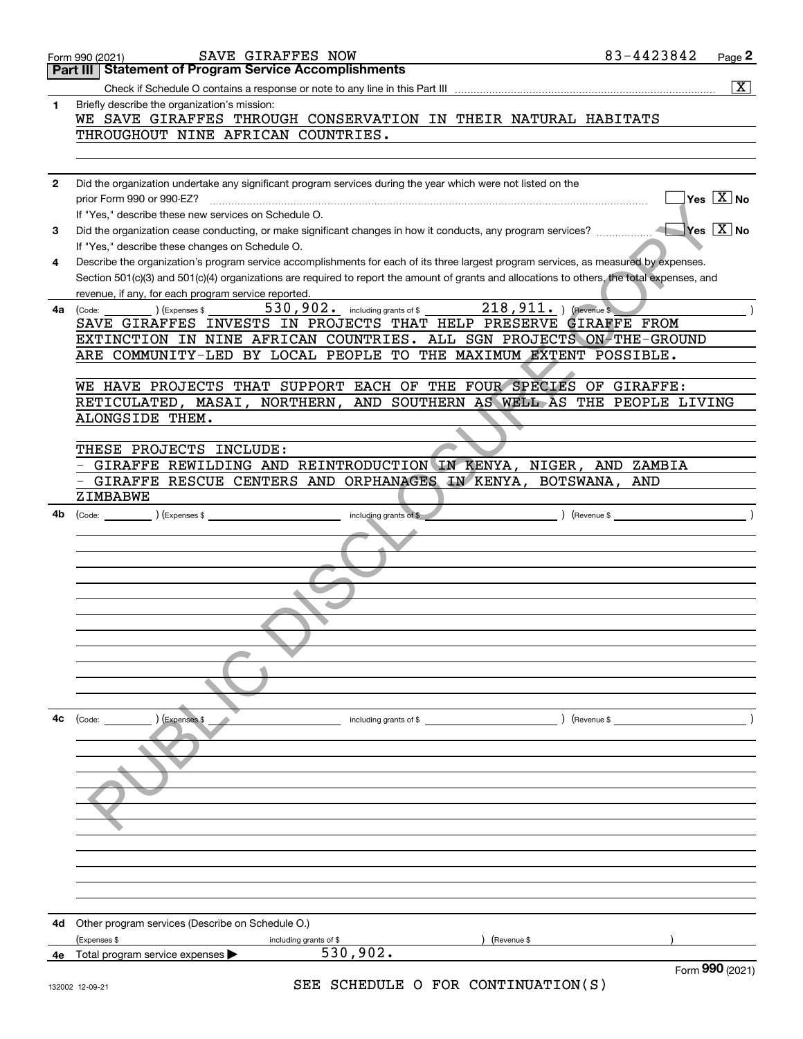Form 990 (2021) SAVE GIRAFFES NOW 83-4423842

## Part III Statement of Program Service Accomplishments

Check if Schedule O contains a response or note to any line in this Part III [X]

**1** Briefly describe the organization's mission:

WE SAVE GIRAFFES THROUGH CONSERVATION IN THEIR NATURAL HABITATS THROUGHOUT NINE AFRICAN COUNTRIES.

**2** Did the organization undertake any significant program services during the year which were not listed on the prior Form 990 or 990-EZ? [ ] Yes [X] No

If "Yes," describe these new services on Schedule O.

**3** Did the organization cease conducting, or make significant changes in how it conducts, any program services? [ ] Yes [X] No

If "Yes," describe these changes on Schedule O.

**4** Describe the organization's program service accomplishments for each of its three largest program services, as measured by expenses. Section 501(c)(3) and 501(c)(4) organizations are required to report the amount of grants and allocations to others, the total expenses, and revenue, if any, for each program service reported.

**4a** (Code: ) (Expenses $ 530,902. including grants of $ 218,911. ) (Revenue $ )

SAVE GIRAFFES INVESTS IN PROJECTS THAT HELP PRESERVE GIRAFFE FROM EXTINCTION IN NINE AFRICAN COUNTRIES. ALL SGN PROJECTS ON-THE-GROUND ARE COMMUNITY-LED BY LOCAL PEOPLE TO THE MAXIMUM EXTENT POSSIBLE.

WE HAVE PROJECTS THAT SUPPORT EACH OF THE FOUR SPECIES OF GIRAFFE: RETICULATED, MASAI, NORTHERN, AND SOUTHERN AS WELL AS THE PEOPLE LIVING ALONGSIDE THEM.

THESE PROJECTS INCLUDE:
- GIRAFFE REWILDING AND REINTRODUCTION IN KENYA, NIGER, AND ZAMBIA
- GIRAFFE RESCUE CENTERS AND ORPHANAGES IN KENYA, BOTSWANA, AND ZIMBABWE

**4b** (Code: ) (Expenses $ including grants of $ ) (Revenue $ )

**4c** (Code: ) (Expenses $ including grants of $ ) (Revenue $ )

**4d** Other program services (Describe on Schedule O.)

(Expenses $ including grants of $ ) (Revenue $ )

**4e** Total program service expenses ▶ 530,902.

SEE SCHEDULE O FOR CONTINUATION(S)

Form **990** (2021)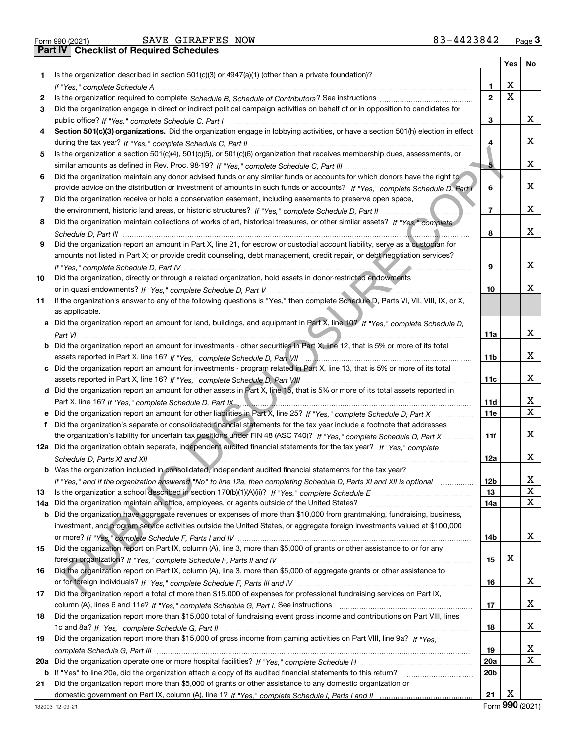Form 990 (2021) SAVE GIRAFFES NOW 83-4423842 Page 3

## Part IV Checklist of Required Schedules

| | | | Yes | No |
|---|---|---|---|---|
| 1 | Is the organization described in section 501(c)(3) or 4947(a)(1) (other than a private foundation)? *If "Yes," complete Schedule A* | 1 | X | |
| 2 | Is the organization required to complete *Schedule B, Schedule of Contributors*? See instructions | 2 | X | |
| 3 | Did the organization engage in direct or indirect political campaign activities on behalf of or in opposition to candidates for public office? *If "Yes," complete Schedule C, Part I* | 3 | | X |
| 4 | **Section 501(c)(3) organizations.** Did the organization engage in lobbying activities, or have a section 501(h) election in effect during the tax year? *If "Yes," complete Schedule C, Part II* | 4 | | X |
| 5 | Is the organization a section 501(c)(4), 501(c)(5), or 501(c)(6) organization that receives membership dues, assessments, or similar amounts as defined in Rev. Proc. 98-19? *If "Yes," complete Schedule C, Part III* | 5 | | X |
| 6 | Did the organization maintain any donor advised funds or any similar funds or accounts for which donors have the right to provide advice on the distribution or investment of amounts in such funds or accounts? *If "Yes," complete Schedule D, Part I* | 6 | | X |
| 7 | Did the organization receive or hold a conservation easement, including easements to preserve open space, the environment, historic land areas, or historic structures? *If "Yes," complete Schedule D, Part II* | 7 | | X |
| 8 | Did the organization maintain collections of works of art, historical treasures, or other similar assets? *If "Yes," complete Schedule D, Part III* | 8 | | X |
| 9 | Did the organization report an amount in Part X, line 21, for escrow or custodial account liability, serve as a custodian for amounts not listed in Part X; or provide credit counseling, debt management, credit repair, or debt negotiation services? *If "Yes," complete Schedule D, Part IV* | 9 | | X |
| 10 | Did the organization, directly or through a related organization, hold assets in donor-restricted endowments or in quasi endowments? *If "Yes," complete Schedule D, Part V* | 10 | | X |
| 11 | If the organization's answer to any of the following questions is "Yes," then complete Schedule D, Parts VI, VII, VIII, IX, or X, as applicable. | | | |
| a | Did the organization report an amount for land, buildings, and equipment in Part X, line 10? *If "Yes," complete Schedule D, Part VI* | 11a | | X |
| b | Did the organization report an amount for investments - other securities in Part X, line 12, that is 5% or more of its total assets reported in Part X, line 16? *If "Yes," complete Schedule D, Part VII* | 11b | | X |
| c | Did the organization report an amount for investments - program related in Part X, line 13, that is 5% or more of its total assets reported in Part X, line 16? *If "Yes," complete Schedule D, Part VIII* | 11c | | X |
| d | Did the organization report an amount for other assets in Part X, line 15, that is 5% or more of its total assets reported in Part X, line 16? *If "Yes," complete Schedule D, Part IX* | 11d | | X |
| e | Did the organization report an amount for other liabilities in Part X, line 25? *If "Yes," complete Schedule D, Part X* | 11e | | X |
| f | Did the organization's separate or consolidated financial statements for the tax year include a footnote that addresses the organization's liability for uncertain tax positions under FIN 48 (ASC 740)? *If "Yes," complete Schedule D, Part X* | 11f | | X |
| 12a | Did the organization obtain separate, independent audited financial statements for the tax year? *If "Yes," complete Schedule D, Parts XI and XII* | 12a | | X |
| b | Was the organization included in consolidated, independent audited financial statements for the tax year? *If "Yes," and if the organization answered "No" to line 12a, then completing Schedule D, Parts XI and XII is optional* | 12b | | X |
| 13 | Is the organization a school described in section 170(b)(1)(A)(ii)? *If "Yes," complete Schedule E* | 13 | | X |
| 14a | Did the organization maintain an office, employees, or agents outside of the United States? | 14a | | X |
| b | Did the organization have aggregate revenues or expenses of more than $10,000 from grantmaking, fundraising, business, investment, and program service activities outside the United States, or aggregate foreign investments valued at $100,000 or more? *If "Yes," complete Schedule F, Parts I and IV* | 14b | | X |
| 15 | Did the organization report on Part IX, column (A), line 3, more than $5,000 of grants or other assistance to or for any foreign organization? *If "Yes," complete Schedule F, Parts II and IV* | 15 | X | |
| 16 | Did the organization report on Part IX, column (A), line 3, more than $5,000 of aggregate grants or other assistance to or for foreign individuals? *If "Yes," complete Schedule F, Parts III and IV* | 16 | | X |
| 17 | Did the organization report a total of more than $15,000 of expenses for professional fundraising services on Part IX, column (A), lines 6 and 11e? *If "Yes," complete Schedule G, Part I.* See instructions | 17 | | X |
| 18 | Did the organization report more than $15,000 total of fundraising event gross income and contributions on Part VIII, lines 1c and 8a? *If "Yes," complete Schedule G, Part II* | 18 | | X |
| 19 | Did the organization report more than $15,000 of gross income from gaming activities on Part VIII, line 9a? *If "Yes," complete Schedule G, Part III* | 19 | | X |
| 20a | Did the organization operate one or more hospital facilities? *If "Yes," complete Schedule H* | 20a | | X |
| b | If "Yes" to line 20a, did the organization attach a copy of its audited financial statements to this return? | 20b | | |
| 21 | Did the organization report more than $5,000 of grants or other assistance to any domestic organization or domestic government on Part IX, column (A), line 1? *If "Yes," complete Schedule I, Parts I and II* | 21 | X | |

132003 12-09-21 Form **990** (2021)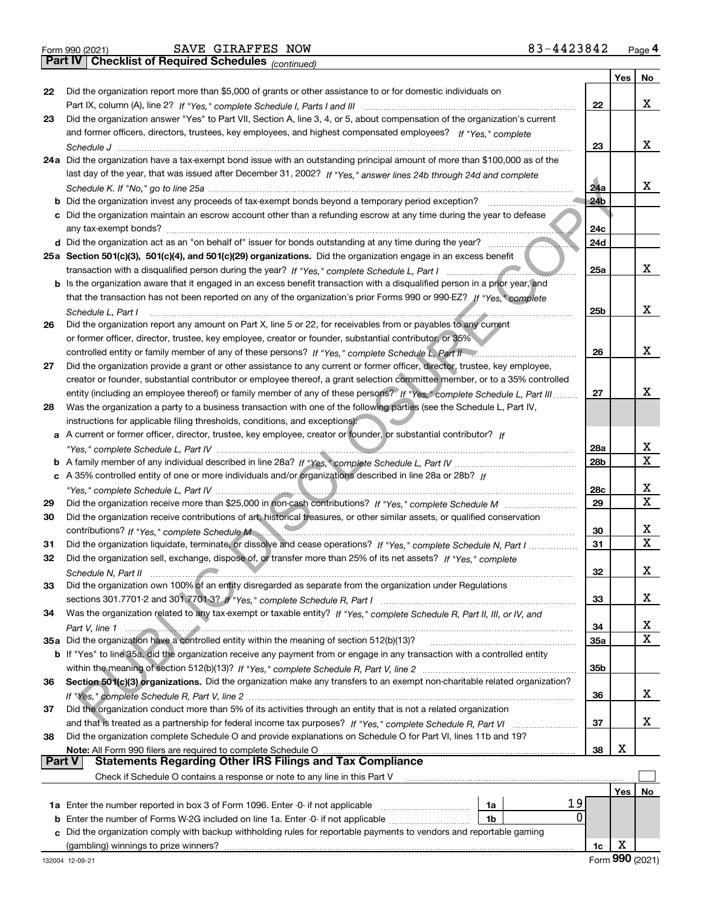Form 990 (2021) SAVE GIRAFFES NOW 83-4423842 Page 4

**Part IV | Checklist of Required Schedules** *(continued)*

| | | | Yes | No |
|---|---|---|---|---|
| 22 | Did the organization report more than $5,000 of grants or other assistance to or for domestic individuals on Part IX, column (A), line 2? *If "Yes," complete Schedule I, Parts I and III* | 22 | | X |
| 23 | Did the organization answer "Yes" to Part VII, Section A, line 3, 4, or 5, about compensation of the organization's current and former officers, directors, trustees, key employees, and highest compensated employees? *If "Yes," complete Schedule J* | 23 | | X |
| 24a | Did the organization have a tax-exempt bond issue with an outstanding principal amount of more than $100,000 as of the last day of the year, that was issued after December 31, 2002? *If "Yes," answer lines 24b through 24d and complete Schedule K. If "No," go to line 25a* | 24a | | X |
| b | Did the organization invest any proceeds of tax-exempt bonds beyond a temporary period exception? | 24b | | |
| c | Did the organization maintain an escrow account other than a refunding escrow at any time during the year to defease any tax-exempt bonds? | 24c | | |
| d | Did the organization act as an "on behalf of" issuer for bonds outstanding at any time during the year? | 24d | | |
| 25a | **Section 501(c)(3), 501(c)(4), and 501(c)(29) organizations.** Did the organization engage in an excess benefit transaction with a disqualified person during the year? *If "Yes," complete Schedule L, Part I* | 25a | | X |
| b | Is the organization aware that it engaged in an excess benefit transaction with a disqualified person in a prior year, and that the transaction has not been reported on any of the organization's prior Forms 990 or 990-EZ? *If "Yes," complete Schedule L, Part I* | 25b | | X |
| 26 | Did the organization report any amount on Part X, line 5 or 22, for receivables from or payables to any current or former officer, director, trustee, key employee, creator or founder, substantial contributor, or 35% controlled entity or family member of any of these persons? *If "Yes," complete Schedule L, Part II* | 26 | | X |
| 27 | Did the organization provide a grant or other assistance to any current or former officer, director, trustee, key employee, creator or founder, substantial contributor or employee thereof, a grant selection committee member, or to a 35% controlled entity (including an employee thereof) or family member of any of these persons? *If "Yes," complete Schedule L, Part III* | 27 | | X |
| 28 | Was the organization a party to a business transaction with one of the following parties (see the Schedule L, Part IV, instructions for applicable filing thresholds, conditions, and exceptions): | | | |
| a | A current or former officer, director, trustee, key employee, creator or founder, or substantial contributor? *If "Yes," complete Schedule L, Part IV* | 28a | | X |
| b | A family member of any individual described in line 28a? *If "Yes," complete Schedule L, Part IV* | 28b | | X |
| c | A 35% controlled entity of one or more individuals and/or organizations described in line 28a or 28b? *If "Yes," complete Schedule L, Part IV* | 28c | | X |
| 29 | Did the organization receive more than $25,000 in non-cash contributions? *If "Yes," complete Schedule M* | 29 | | X |
| 30 | Did the organization receive contributions of art, historical treasures, or other similar assets, or qualified conservation contributions? *If "Yes," complete Schedule M* | 30 | | X |
| 31 | Did the organization liquidate, terminate, or dissolve and cease operations? *If "Yes," complete Schedule N, Part I* | 31 | | X |
| 32 | Did the organization sell, exchange, dispose of, or transfer more than 25% of its net assets? *If "Yes," complete Schedule N, Part II* | 32 | | X |
| 33 | Did the organization own 100% of an entity disregarded as separate from the organization under Regulations sections 301.7701-2 and 301.7701-3? *If "Yes," complete Schedule R, Part I* | 33 | | X |
| 34 | Was the organization related to any tax-exempt or taxable entity? *If "Yes," complete Schedule R, Part II, III, or IV, and Part V, line 1* | 34 | | X |
| 35a | Did the organization have a controlled entity within the meaning of section 512(b)(13)? | 35a | | X |
| b | If "Yes" to line 35a, did the organization receive any payment from or engage in any transaction with a controlled entity within the meaning of section 512(b)(13)? *If "Yes," complete Schedule R, Part V, line 2* | 35b | | |
| 36 | **Section 501(c)(3) organizations.** Did the organization make any transfers to an exempt non-charitable related organization? *If "Yes," complete Schedule R, Part V, line 2* | 36 | | X |
| 37 | Did the organization conduct more than 5% of its activities through an entity that is not a related organization and that is treated as a partnership for federal income tax purposes? *If "Yes," complete Schedule R, Part VI* | 37 | | X |
| 38 | Did the organization complete Schedule O and provide explanations on Schedule O for Part VI, lines 11b and 19? **Note:** All Form 990 filers are required to complete Schedule O | 38 | X | |

**Part V | Statements Regarding Other IRS Filings and Tax Compliance**

Check if Schedule O contains a response or note to any line in this Part V ☐

| | | | | | Yes | No |
|---|---|---|---|---|---|---|
| 1a | Enter the number reported in box 3 of Form 1096. Enter -0- if not applicable | 1a | 19 | | | |
| b | Enter the number of Forms W-2G included on line 1a. Enter -0- if not applicable | 1b | 0 | | | |
| c | Did the organization comply with backup withholding rules for reportable payments to vendors and reportable gaming (gambling) winnings to prize winners? | | | 1c | X | |

132004 12-09-21 Form **990** (2021)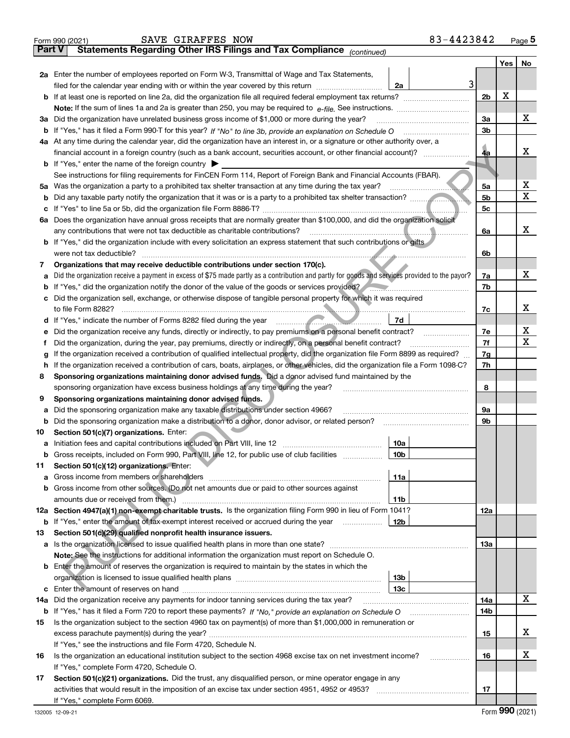Form 990 (2021) SAVE GIRAFFES NOW 83-4423842 Page 5

## Part V Statements Regarding Other IRS Filings and Tax Compliance *(continued)*

| | | | | Yes | No |
|---|---|---|---|---|---|
| **2a** | Enter the number of employees reported on Form W-3, Transmittal of Wage and Tax Statements, filed for the calendar year ending with or within the year covered by this return | 2a 3 | | | |
| **b** | If at least one is reported on line 2a, did the organization file all required federal employment tax returns? | | 2b | X | |
| | **Note:** If the sum of lines 1a and 2a is greater than 250, you may be required to *e-file.* See instructions. | | | | |
| **3a** | Did the organization have unrelated business gross income of $1,000 or more during the year? | | 3a | | X |
| **b** | If "Yes," has it filed a Form 990-T for this year? *If "No" to line 3b, provide an explanation on Schedule O* | | 3b | | |
| **4a** | At any time during the calendar year, did the organization have an interest in, or a signature or other authority over, a financial account in a foreign country (such as a bank account, securities account, or other financial account)? | | 4a | | X |
| **b** | If "Yes," enter the name of the foreign country ▶ | | | | |
| | See instructions for filing requirements for FinCEN Form 114, Report of Foreign Bank and Financial Accounts (FBAR). | | | | |
| **5a** | Was the organization a party to a prohibited tax shelter transaction at any time during the tax year? | | 5a | | X |
| **b** | Did any taxable party notify the organization that it was or is a party to a prohibited tax shelter transaction? | | 5b | | X |
| **c** | If "Yes" to line 5a or 5b, did the organization file Form 8886-T? | | 5c | | |
| **6a** | Does the organization have annual gross receipts that are normally greater than $100,000, and did the organization solicit any contributions that were not tax deductible as charitable contributions? | | 6a | | X |
| **b** | If "Yes," did the organization include with every solicitation an express statement that such contributions or gifts were not tax deductible? | | 6b | | |
| **7** | **Organizations that may receive deductible contributions under section 170(c).** | | | | |
| **a** | Did the organization receive a payment in excess of $75 made partly as a contribution and partly for goods and services provided to the payor? | | 7a | | X |
| **b** | If "Yes," did the organization notify the donor of the value of the goods or services provided? | | 7b | | |
| **c** | Did the organization sell, exchange, or otherwise dispose of tangible personal property for which it was required to file Form 8282? | | 7c | | X |
| **d** | If "Yes," indicate the number of Forms 8282 filed during the year | 7d | | | |
| **e** | Did the organization receive any funds, directly or indirectly, to pay premiums on a personal benefit contract? | | 7e | | X |
| **f** | Did the organization, during the year, pay premiums, directly or indirectly, on a personal benefit contract? | | 7f | | X |
| **g** | If the organization received a contribution of qualified intellectual property, did the organization file Form 8899 as required? | | 7g | | |
| **h** | If the organization received a contribution of cars, boats, airplanes, or other vehicles, did the organization file a Form 1098-C? | | 7h | | |
| **8** | **Sponsoring organizations maintaining donor advised funds.** Did a donor advised fund maintained by the sponsoring organization have excess business holdings at any time during the year? | | 8 | | |
| **9** | **Sponsoring organizations maintaining donor advised funds.** | | | | |
| **a** | Did the sponsoring organization make any taxable distributions under section 4966? | | 9a | | |
| **b** | Did the sponsoring organization make a distribution to a donor, donor advisor, or related person? | | 9b | | |
| **10** | **Section 501(c)(7) organizations.** Enter: | | | | |
| **a** | Initiation fees and capital contributions included on Part VIII, line 12 | 10a | | | |
| **b** | Gross receipts, included on Form 990, Part VIII, line 12, for public use of club facilities | 10b | | | |
| **11** | **Section 501(c)(12) organizations.** Enter: | | | | |
| **a** | Gross income from members or shareholders | 11a | | | |
| **b** | Gross income from other sources. (Do not net amounts due or paid to other sources against amounts due or received from them.) | 11b | | | |
| **12a** | **Section 4947(a)(1) non-exempt charitable trusts.** Is the organization filing Form 990 in lieu of Form 1041? | | 12a | | |
| **b** | If "Yes," enter the amount of tax-exempt interest received or accrued during the year | 12b | | | |
| **13** | **Section 501(c)(29) qualified nonprofit health insurance issuers.** | | | | |
| **a** | Is the organization licensed to issue qualified health plans in more than one state? | | 13a | | |
| | **Note:** See the instructions for additional information the organization must report on Schedule O. | | | | |
| **b** | Enter the amount of reserves the organization is required to maintain by the states in which the organization is licensed to issue qualified health plans | 13b | | | |
| **c** | Enter the amount of reserves on hand | 13c | | | |
| **14a** | Did the organization receive any payments for indoor tanning services during the tax year? | | 14a | | X |
| **b** | If "Yes," has it filed a Form 720 to report these payments? *If "No," provide an explanation on Schedule O* | | 14b | | |
| **15** | Is the organization subject to the section 4960 tax on payment(s) of more than $1,000,000 in remuneration or excess parachute payment(s) during the year? | | 15 | | X |
| | If "Yes," see the instructions and file Form 4720, Schedule N. | | | | |
| **16** | Is the organization an educational institution subject to the section 4968 excise tax on net investment income? | | 16 | | X |
| | If "Yes," complete Form 4720, Schedule O. | | | | |
| **17** | **Section 501(c)(21) organizations.** Did the trust, any disqualified person, or mine operator engage in any activities that would result in the imposition of an excise tax under section 4951, 4952 or 4953? | | 17 | | |
| | If "Yes," complete Form 6069. | | | | |

132005 12-09-21 Form **990** (2021)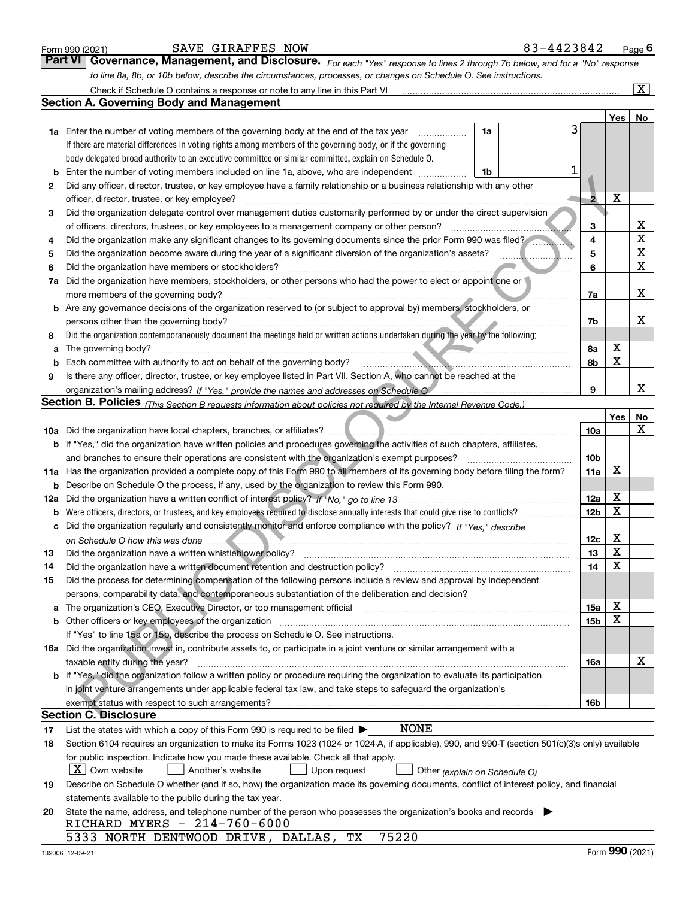Form 990 (2021) SAVE GIRAFFES NOW 83-4423842 Page 6

**Part VI Governance, Management, and Disclosure.** *For each "Yes" response to lines 2 through 7b below, and for a "No" response to line 8a, 8b, or 10b below, describe the circumstances, processes, or changes on Schedule O. See instructions.*

Check if Schedule O contains a response or note to any line in this Part VI [X]

## Section A. Governing Body and Management

| | | | | Yes | No |
|---|---|---|---|---|---|
| **1a** | Enter the number of voting members of the governing body at the end of the tax year | 1a | 3 | | |
| | If there are material differences in voting rights among members of the governing body, or if the governing body delegated broad authority to an executive committee or similar committee, explain on Schedule O. | | | | |
| **b** | Enter the number of voting members included on line 1a, above, who are independent | 1b | 1 | | |
| **2** | Did any officer, director, trustee, or key employee have a family relationship or a business relationship with any other officer, director, trustee, or key employee? | 2 | | X | |
| **3** | Did the organization delegate control over management duties customarily performed by or under the direct supervision of officers, directors, trustees, or key employees to a management company or other person? | 3 | | | X |
| **4** | Did the organization make any significant changes to its governing documents since the prior Form 990 was filed? | 4 | | | X |
| **5** | Did the organization become aware during the year of a significant diversion of the organization's assets? | 5 | | | X |
| **6** | Did the organization have members or stockholders? | 6 | | | X |
| **7a** | Did the organization have members, stockholders, or other persons who had the power to elect or appoint one or more members of the governing body? | 7a | | | X |
| **b** | Are any governance decisions of the organization reserved to (or subject to approval by) members, stockholders, or persons other than the governing body? | 7b | | | X |
| **8** | Did the organization contemporaneously document the meetings held or written actions undertaken during the year by the following: | | | | |
| **a** | The governing body? | 8a | | X | |
| **b** | Each committee with authority to act on behalf of the governing body? | 8b | | X | |
| **9** | Is there any officer, director, trustee, or key employee listed in Part VII, Section A, who cannot be reached at the organization's mailing address? *If "Yes," provide the names and addresses on Schedule O* | 9 | | | X |

## Section B. Policies *(This Section B requests information about policies not required by the Internal Revenue Code.)*

| | | | Yes | No |
|---|---|---|---|---|
| **10a** | Did the organization have local chapters, branches, or affiliates? | 10a | | X |
| **b** | If "Yes," did the organization have written policies and procedures governing the activities of such chapters, affiliates, and branches to ensure their operations are consistent with the organization's exempt purposes? | 10b | | |
| **11a** | Has the organization provided a complete copy of this Form 990 to all members of its governing body before filing the form? | 11a | X | |
| **b** | Describe on Schedule O the process, if any, used by the organization to review this Form 990. | | | |
| **12a** | Did the organization have a written conflict of interest policy? *If "No," go to line 13* | 12a | X | |
| **b** | Were officers, directors, or trustees, and key employees required to disclose annually interests that could give rise to conflicts? | 12b | X | |
| **c** | Did the organization regularly and consistently monitor and enforce compliance with the policy? *If "Yes," describe on Schedule O how this was done* | 12c | X | |
| **13** | Did the organization have a written whistleblower policy? | 13 | X | |
| **14** | Did the organization have a written document retention and destruction policy? | 14 | X | |
| **15** | Did the process for determining compensation of the following persons include a review and approval by independent persons, comparability data, and contemporaneous substantiation of the deliberation and decision? | | | |
| **a** | The organization's CEO, Executive Director, or top management official | 15a | X | |
| **b** | Other officers or key employees of the organization | 15b | X | |
| | If "Yes" to line 15a or 15b, describe the process on Schedule O. See instructions. | | | |
| **16a** | Did the organization invest in, contribute assets to, or participate in a joint venture or similar arrangement with a taxable entity during the year? | 16a | | X |
| **b** | If "Yes," did the organization follow a written policy or procedure requiring the organization to evaluate its participation in joint venture arrangements under applicable federal tax law, and take steps to safeguard the organization's exempt status with respect to such arrangements? | 16b | | |

## Section C. Disclosure

**17** List the states with which a copy of this Form 990 is required to be filed ▶ NONE

**18** Section 6104 requires an organization to make its Forms 1023 (1024 or 1024-A, if applicable), 990, and 990-T (section 501(c)(3)s only) available for public inspection. Indicate how you made these available. Check all that apply.

[X] Own website [ ] Another's website [ ] Upon request [ ] Other *(explain on Schedule O)*

**19** Describe on Schedule O whether (and if so, how) the organization made its governing documents, conflict of interest policy, and financial statements available to the public during the tax year.

**20** State the name, address, and telephone number of the person who possesses the organization's books and records ▶

RICHARD MYERS - 214-760-6000

5333 NORTH DENTWOOD DRIVE, DALLAS, TX 75220

132006 12-09-21 Form **990** (2021)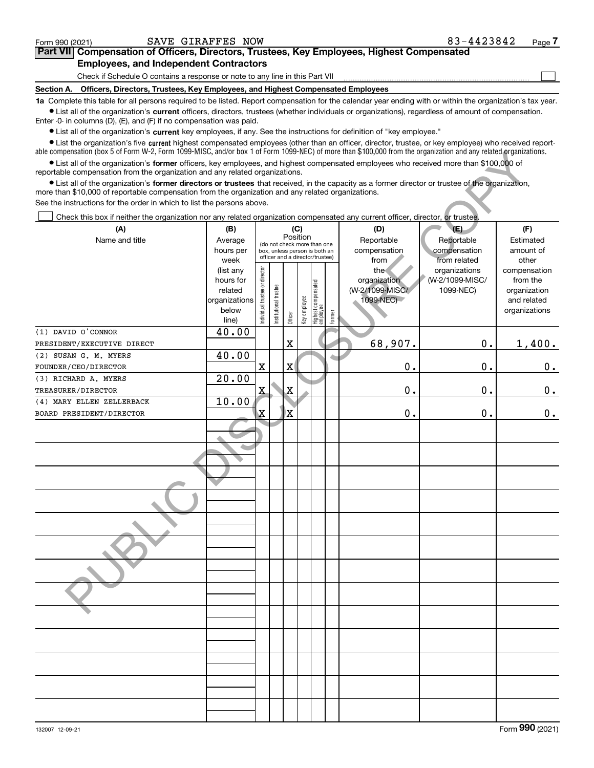Form 990 (2021) SAVE GIRAFFES NOW 83-4423842

## Part VII Compensation of Officers, Directors, Trustees, Key Employees, Highest Compensated Employees, and Independent Contractors

Check if Schedule O contains a response or note to any line in this Part VII ☐

**Section A. Officers, Directors, Trustees, Key Employees, and Highest Compensated Employees**

**1a** Complete this table for all persons required to be listed. Report compensation for the calendar year ending with or within the organization's tax year.

- List all of the organization's **current** officers, directors, trustees (whether individuals or organizations), regardless of amount of compensation. Enter -0- in columns (D), (E), and (F) if no compensation was paid.
- List all of the organization's **current** key employees, if any. See the instructions for definition of "key employee."
- List the organization's five **current** highest compensated employees (other than an officer, director, trustee, or key employee) who received reportable compensation (box 5 of Form W-2, Form 1099-MISC, and/or box 1 of Form 1099-NEC) of more than $100,000 from the organization and any related organizations.
- List all of the organization's **former** officers, key employees, and highest compensated employees who received more than $100,000 of reportable compensation from the organization and any related organizations.
- List all of the organization's **former directors or trustees** that received, in the capacity as a former director or trustee of the organization, more than $10,000 of reportable compensation from the organization and any related organizations.

See the instructions for the order in which to list the persons above.

☐ Check this box if neither the organization nor any related organization compensated any current officer, director, or trustee.

| (A) Name and title | (B) Average hours per week (list any hours for related organizations below line) | (C) Position: Individual trustee or director | Institutional trustee | Officer | Key employee | Highest compensated employee | Former | (D) Reportable compensation from the organization (W-2/1099-MISC/1099-NEC) | (E) Reportable compensation from related organizations (W-2/1099-MISC/1099-NEC) | (F) Estimated amount of other compensation from the organization and related organizations |
|---|---|---|---|---|---|---|---|---|---|---|
| (1) DAVID O'CONNOR PRESIDENT/EXECUTIVE DIRECT | 40.00 | | | X | | | | 68,907. | 0. | 1,400. |
| (2) SUSAN G. M. MYERS FOUNDER/CEO/DIRECTOR | 40.00 | X | | X | | | | 0. | 0. | 0. |
| (3) RICHARD A. MYERS TREASURER/DIRECTOR | 20.00 | X | | X | | | | 0. | 0. | 0. |
| (4) MARY ELLEN ZELLERBACK BOARD PRESIDENT/DIRECTOR | 10.00 | X | | X | | | | 0. | 0. | 0. |

132007 12-09-21 Form **990** (2021)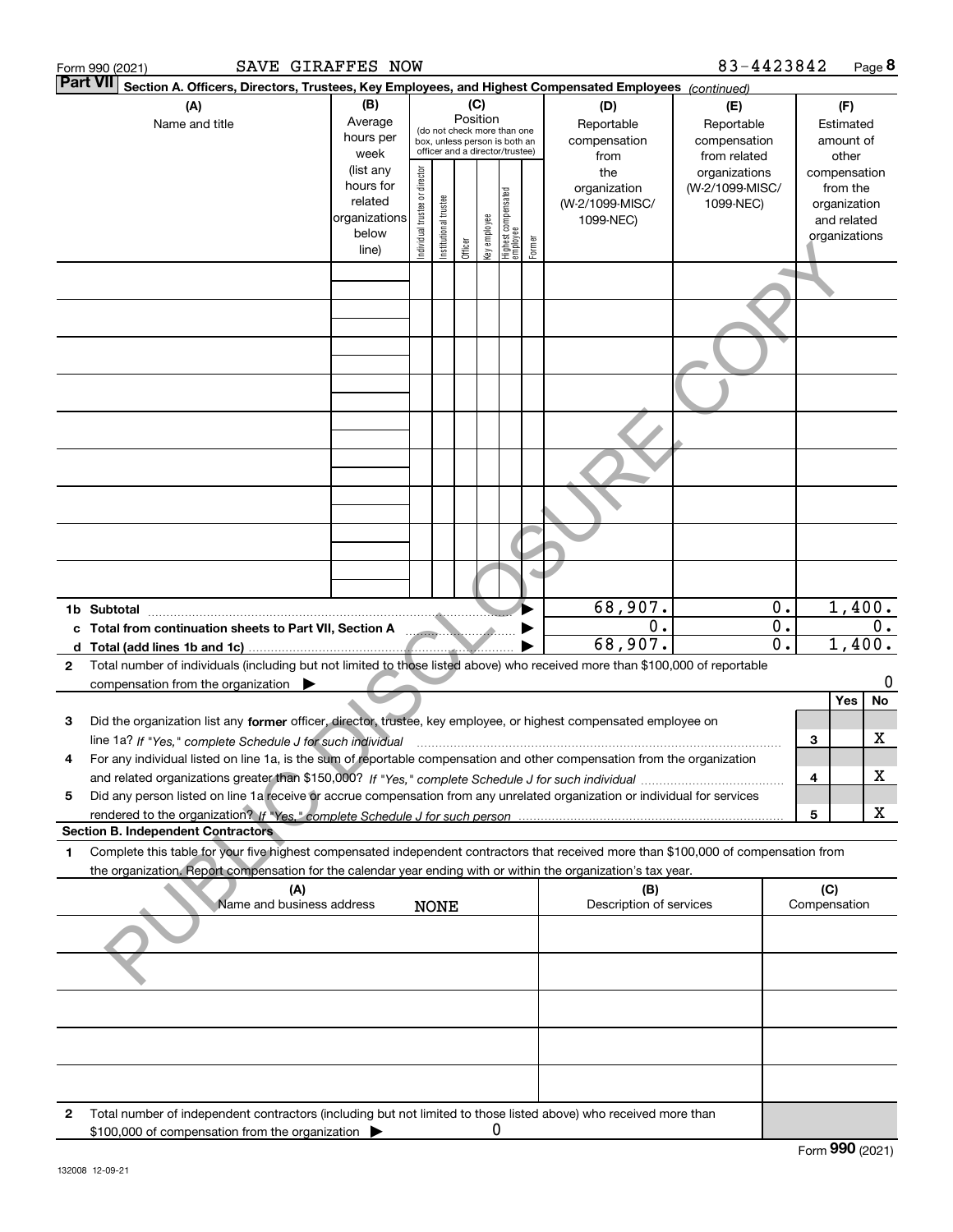Form 990 (2021) SAVE GIRAFFES NOW 83-4423842 Page 8

**Part VII Section A. Officers, Directors, Trustees, Key Employees, and Highest Compensated Employees** *(continued)*

| (A) Name and title | (B) Average hours per week (list any hours for related organizations below line) | (C) Position (do not check more than one box, unless person is both an officer and a director/trustee): Individual trustee or director | Institutional trustee | Officer | Key employee | Highest compensated employee | Former | (D) Reportable compensation from the organization (W-2/1099-MISC/ 1099-NEC) | (E) Reportable compensation from related organizations (W-2/1099-MISC/ 1099-NEC) | (F) Estimated amount of other compensation from the organization and related organizations |
|---|---|---|---|---|---|---|---|---|---|---|
| | | | | | | | | | | |
| | | | | | | | | | | |
| | | | | | | | | | | |
| | | | | | | | | | | |
| | | | | | | | | | | |
| | | | | | | | | | | |
| | | | | | | | | | | |
| | | | | | | | | | | |
| | | | | | | | | | | |
| **1b Subtotal** | | | | | | | | 68,907. | 0. | 1,400. |
| **c Total from continuation sheets to Part VII, Section A** | | | | | | | | 0. | 0. | 0. |
| **d Total (add lines 1b and 1c)** | | | | | | | | 68,907. | 0. | 1,400. |

**2** Total number of individuals (including but not limited to those listed above) who received more than $100,000 of reportable compensation from the organization ▶ 0

| | | | Yes | No |
|---|---|---|---|---|
| **3** | Did the organization list any **former** officer, director, trustee, key employee, or highest compensated employee on line 1a? *If "Yes," complete Schedule J for such individual* | 3 | | X |
| **4** | For any individual listed on line 1a, is the sum of reportable compensation and other compensation from the organization and related organizations greater than $150,000? *If "Yes," complete Schedule J for such individual* | 4 | | X |
| **5** | Did any person listed on line 1a receive or accrue compensation from any unrelated organization or individual for services rendered to the organization? *If "Yes," complete Schedule J for such person* | 5 | | X |

**Section B. Independent Contractors**

**1** Complete this table for your five highest compensated independent contractors that received more than $100,000 of compensation from the organization. Report compensation for the calendar year ending with or within the organization's tax year.

| (A) Name and business address | (B) Description of services | (C) Compensation |
|---|---|---|
| NONE | | |
| | | |
| | | |
| | | |
| | | |

**2** Total number of independent contractors (including but not limited to those listed above) who received more than $100,000 of compensation from the organization ▶ 0

Form **990** (2021)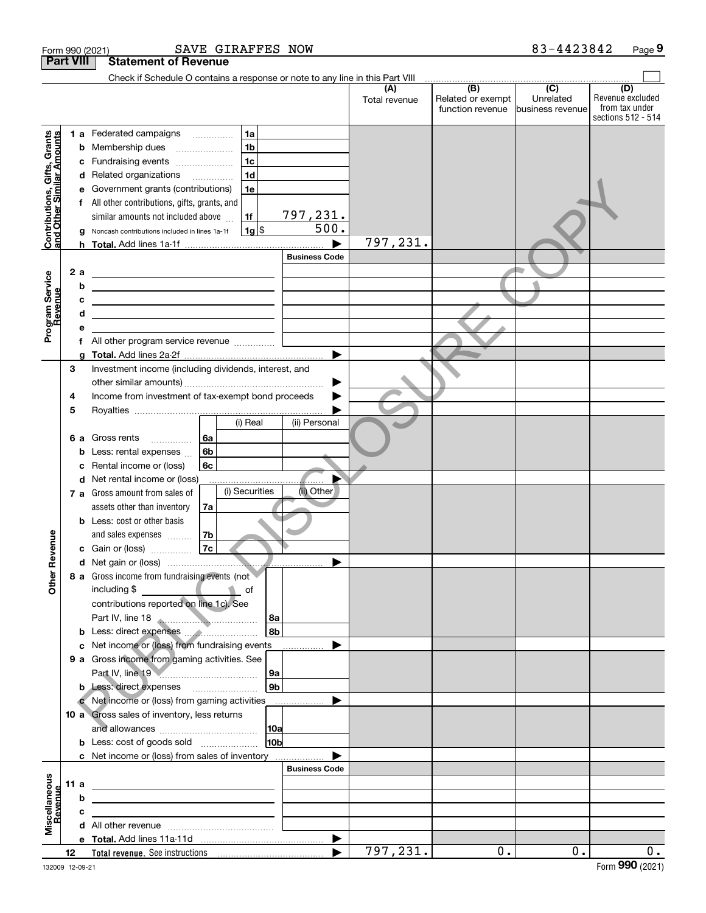Form 990 (2021) SAVE GIRAFFES NOW 83-4423842

## Part VIII Statement of Revenue

Check if Schedule O contains a response or note to any line in this Part VIII

| | | | | (A) Total revenue | (B) Related or exempt function revenue | (C) Unrelated business revenue | (D) Revenue excluded from tax under sections 512 - 514 |
|---|---|---|---|---|---|---|---|
| Contributions, Gifts, Grants and Other Similar Amounts | 1 a | Federated campaigns | 1a | | | | |
| | b | Membership dues | 1b | | | | |
| | c | Fundraising events | 1c | | | | |
| | d | Related organizations | 1d | | | | |
| | e | Government grants (contributions) | 1e | | | | |
| | f | All other contributions, gifts, grants, and similar amounts not included above | 1f 797,231. | | | | |
| | g | Noncash contributions included in lines 1a-1f | 1g $ 500. | | | | |
| | h | **Total.** Add lines 1a-1f | | 797,231. | | | |
| Program Service Revenue | | | Business Code | | | | |
| | 2 a | | | | | | |
| | b | | | | | | |
| | c | | | | | | |
| | d | | | | | | |
| | e | | | | | | |
| | f | All other program service revenue | | | | | |
| | g | **Total.** Add lines 2a-2f | | | | | |
| Other Revenue | 3 | Investment income (including dividends, interest, and other similar amounts) | | | | | |
| | 4 | Income from investment of tax-exempt bond proceeds | | | | | |
| | 5 | Royalties | | | | | |
| | | | (i) Real / (ii) Personal | | | | |
| | 6 a | Gross rents | 6a | | | | |
| | b | Less: rental expenses | 6b | | | | |
| | c | Rental income or (loss) | 6c | | | | |
| | d | Net rental income or (loss) | | | | | |
| | | | (i) Securities / (ii) Other | | | | |
| | 7 a | Gross amount from sales of assets other than inventory | 7a | | | | |
| | b | Less: cost or other basis and sales expenses | 7b | | | | |
| | c | Gain or (loss) | 7c | | | | |
| | d | Net gain or (loss) | | | | | |
| | 8 a | Gross income from fundraising events (not including $ ____ of contributions reported on line 1c). See Part IV, line 18 | 8a | | | | |
| | b | Less: direct expenses | 8b | | | | |
| | c | Net income or (loss) from fundraising events | | | | | |
| | 9 a | Gross income from gaming activities. See Part IV, line 19 | 9a | | | | |
| | b | Less: direct expenses | 9b | | | | |
| | c | Net income or (loss) from gaming activities | | | | | |
| | 10 a | Gross sales of inventory, less returns and allowances | 10a | | | | |
| | b | Less: cost of goods sold | 10b | | | | |
| | c | Net income or (loss) from sales of inventory | | | | | |
| Miscellaneous Revenue | | | Business Code | | | | |
| | 11 a | | | | | | |
| | b | | | | | | |
| | c | | | | | | |
| | d | All other revenue | | | | | |
| | e | **Total.** Add lines 11a-11d | | | | | |
| | 12 | **Total revenue.** See instructions | | 797,231. | 0. | 0. | 0. |

132009 12-09-21

Form **990** (2021)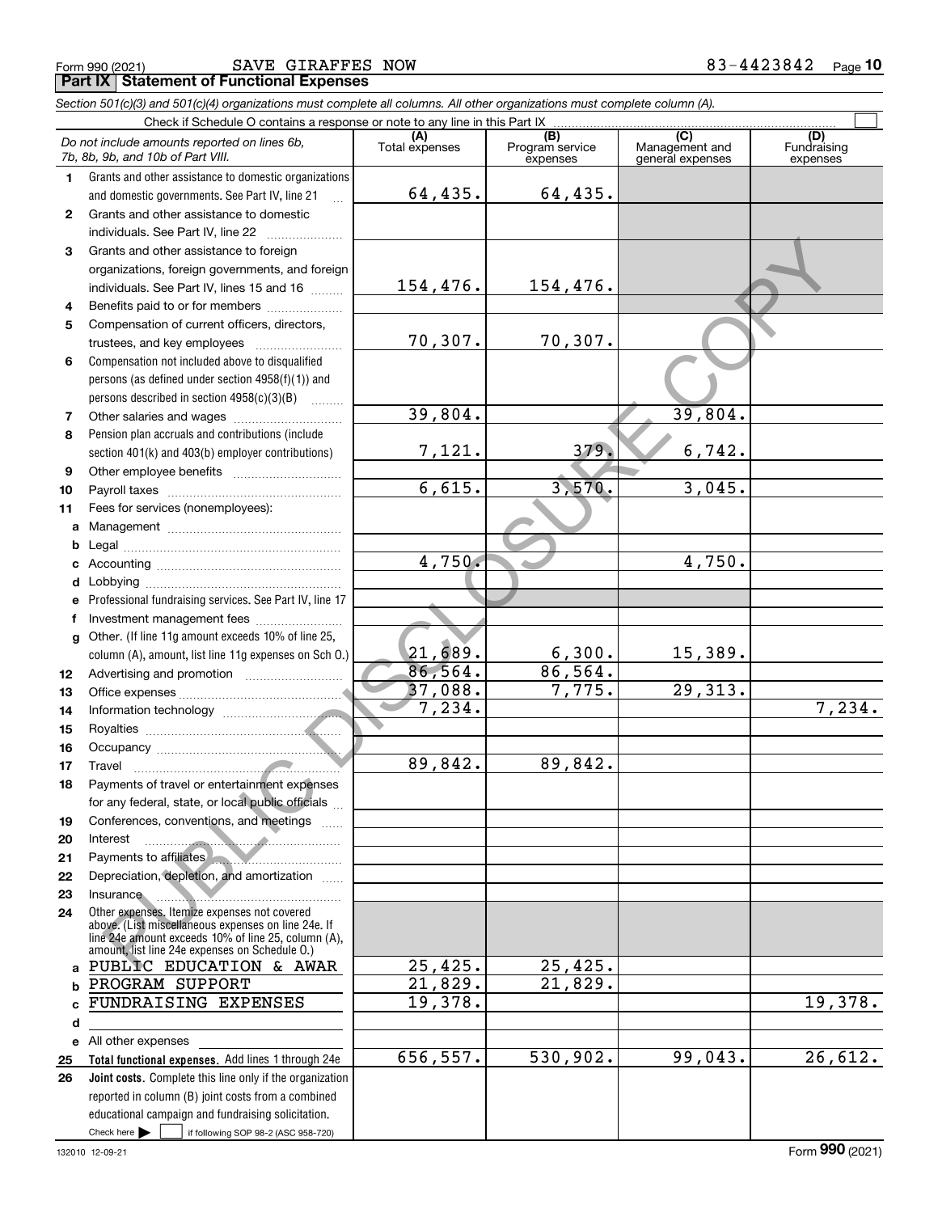Form 990 (2021) SAVE GIRAFFES NOW 83-4423842

## Part IX Statement of Functional Expenses

*Section 501(c)(3) and 501(c)(4) organizations must complete all columns. All other organizations must complete column (A).*

Check if Schedule O contains a response or note to any line in this Part IX

| | *Do not include amounts reported on lines 6b, 7b, 8b, 9b, and 10b of Part VIII.* | (A) Total expenses | (B) Program service expenses | (C) Management and general expenses | (D) Fundraising expenses |
|---|---|---|---|---|---|
| 1 | Grants and other assistance to domestic organizations and domestic governments. See Part IV, line 21 | 64,435. | 64,435. | | |
| 2 | Grants and other assistance to domestic individuals. See Part IV, line 22 | | | | |
| 3 | Grants and other assistance to foreign organizations, foreign governments, and foreign individuals. See Part IV, lines 15 and 16 | 154,476. | 154,476. | | |
| 4 | Benefits paid to or for members | | | | |
| 5 | Compensation of current officers, directors, trustees, and key employees | 70,307. | 70,307. | | |
| 6 | Compensation not included above to disqualified persons (as defined under section 4958(f)(1)) and persons described in section 4958(c)(3)(B) | | | | |
| 7 | Other salaries and wages | 39,804. | | 39,804. | |
| 8 | Pension plan accruals and contributions (include section 401(k) and 403(b) employer contributions) | 7,121. | 379. | 6,742. | |
| 9 | Other employee benefits | | | | |
| 10 | Payroll taxes | 6,615. | 3,570. | 3,045. | |
| 11 | Fees for services (nonemployees): | | | | |
| a | Management | | | | |
| b | Legal | | | | |
| c | Accounting | 4,750. | | 4,750. | |
| d | Lobbying | | | | |
| e | Professional fundraising services. See Part IV, line 17 | | | | |
| f | Investment management fees | | | | |
| g | Other. (If line 11g amount exceeds 10% of line 25, column (A), amount, list line 11g expenses on Sch O.) | 21,689. | 6,300. | 15,389. | |
| 12 | Advertising and promotion | 86,564. | 86,564. | | |
| 13 | Office expenses | 37,088. | 7,775. | 29,313. | |
| 14 | Information technology | 7,234. | | | 7,234. |
| 15 | Royalties | | | | |
| 16 | Occupancy | | | | |
| 17 | Travel | 89,842. | 89,842. | | |
| 18 | Payments of travel or entertainment expenses for any federal, state, or local public officials | | | | |
| 19 | Conferences, conventions, and meetings | | | | |
| 20 | Interest | | | | |
| 21 | Payments to affiliates | | | | |
| 22 | Depreciation, depletion, and amortization | | | | |
| 23 | Insurance | | | | |
| 24 | Other expenses. Itemize expenses not covered above. (List miscellaneous expenses on line 24e. If line 24e amount exceeds 10% of line 25, column (A), amount, list line 24e expenses on Schedule O.) | | | | |
| a | PUBLIC EDUCATION & AWAR | 25,425. | 25,425. | | |
| b | PROGRAM SUPPORT | 21,829. | 21,829. | | |
| c | FUNDRAISING EXPENSES | 19,378. | | | 19,378. |
| d | | | | | |
| e | All other expenses | | | | |
| 25 | **Total functional expenses.** Add lines 1 through 24e | 656,557. | 530,902. | 99,043. | 26,612. |
| 26 | **Joint costs.** Complete this line only if the organization reported in column (B) joint costs from a combined educational campaign and fundraising solicitation. Check here ☐ if following SOP 98-2 (ASC 958-720) | | | | |

132010 12-09-21 Form **990** (2021)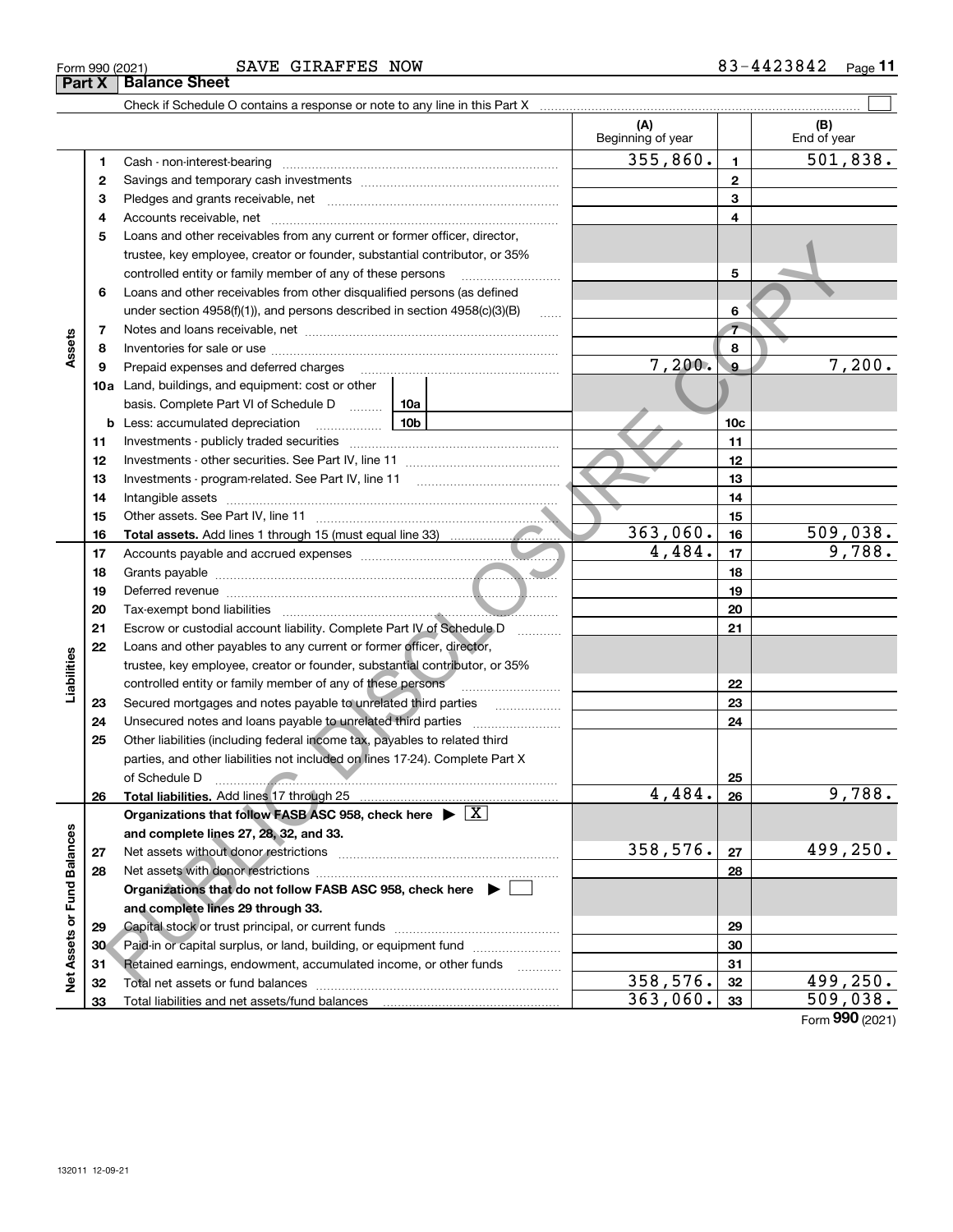Form 990 (2021) SAVE GIRAFFES NOW 83-4423842 Page 11

## Part X Balance Sheet

Check if Schedule O contains a response or note to any line in this Part X ☐

| | | | (A) Beginning of year | | (B) End of year |
|---|---|---|---|---|---|
| **Assets** | 1 | Cash - non-interest-bearing | 355,860. | 1 | 501,838. |
| | 2 | Savings and temporary cash investments | | 2 | |
| | 3 | Pledges and grants receivable, net | | 3 | |
| | 4 | Accounts receivable, net | | 4 | |
| | 5 | Loans and other receivables from any current or former officer, director, trustee, key employee, creator or founder, substantial contributor, or 35% controlled entity or family member of any of these persons | | 5 | |
| | 6 | Loans and other receivables from other disqualified persons (as defined under section 4958(f)(1)), and persons described in section 4958(c)(3)(B) | | 6 | |
| | 7 | Notes and loans receivable, net | | 7 | |
| | 8 | Inventories for sale or use | | 8 | |
| | 9 | Prepaid expenses and deferred charges | 7,200. | 9 | 7,200. |
| | 10a | Land, buildings, and equipment: cost or other basis. Complete Part VI of Schedule D 10a | | | |
| | b | Less: accumulated depreciation 10b | | 10c | |
| | 11 | Investments - publicly traded securities | | 11 | |
| | 12 | Investments - other securities. See Part IV, line 11 | | 12 | |
| | 13 | Investments - program-related. See Part IV, line 11 | | 13 | |
| | 14 | Intangible assets | | 14 | |
| | 15 | Other assets. See Part IV, line 11 | | 15 | |
| | 16 | **Total assets.** Add lines 1 through 15 (must equal line 33) | 363,060. | 16 | 509,038. |
| **Liabilities** | 17 | Accounts payable and accrued expenses | 4,484. | 17 | 9,788. |
| | 18 | Grants payable | | 18 | |
| | 19 | Deferred revenue | | 19 | |
| | 20 | Tax-exempt bond liabilities | | 20 | |
| | 21 | Escrow or custodial account liability. Complete Part IV of Schedule D | | 21 | |
| | 22 | Loans and other payables to any current or former officer, director, trustee, key employee, creator or founder, substantial contributor, or 35% controlled entity or family member of any of these persons | | 22 | |
| | 23 | Secured mortgages and notes payable to unrelated third parties | | 23 | |
| | 24 | Unsecured notes and loans payable to unrelated third parties | | 24 | |
| | 25 | Other liabilities (including federal income tax, payables to related third parties, and other liabilities not included on lines 17-24). Complete Part X of Schedule D | | 25 | |
| | 26 | **Total liabilities.** Add lines 17 through 25 | 4,484. | 26 | 9,788. |
| **Net Assets or Fund Balances** | | **Organizations that follow FASB ASC 958, check here ▶ ☒ and complete lines 27, 28, 32, and 33.** | | | |
| | 27 | Net assets without donor restrictions | 358,576. | 27 | 499,250. |
| | 28 | Net assets with donor restrictions | | 28 | |
| | | **Organizations that do not follow FASB ASC 958, check here ▶ ☐ and complete lines 29 through 33.** | | | |
| | 29 | Capital stock or trust principal, or current funds | | 29 | |
| | 30 | Paid-in or capital surplus, or land, building, or equipment fund | | 30 | |
| | 31 | Retained earnings, endowment, accumulated income, or other funds | | 31 | |
| | 32 | Total net assets or fund balances | 358,576. | 32 | 499,250. |
| | 33 | Total liabilities and net assets/fund balances | 363,060. | 33 | 509,038. |

Form **990** (2021)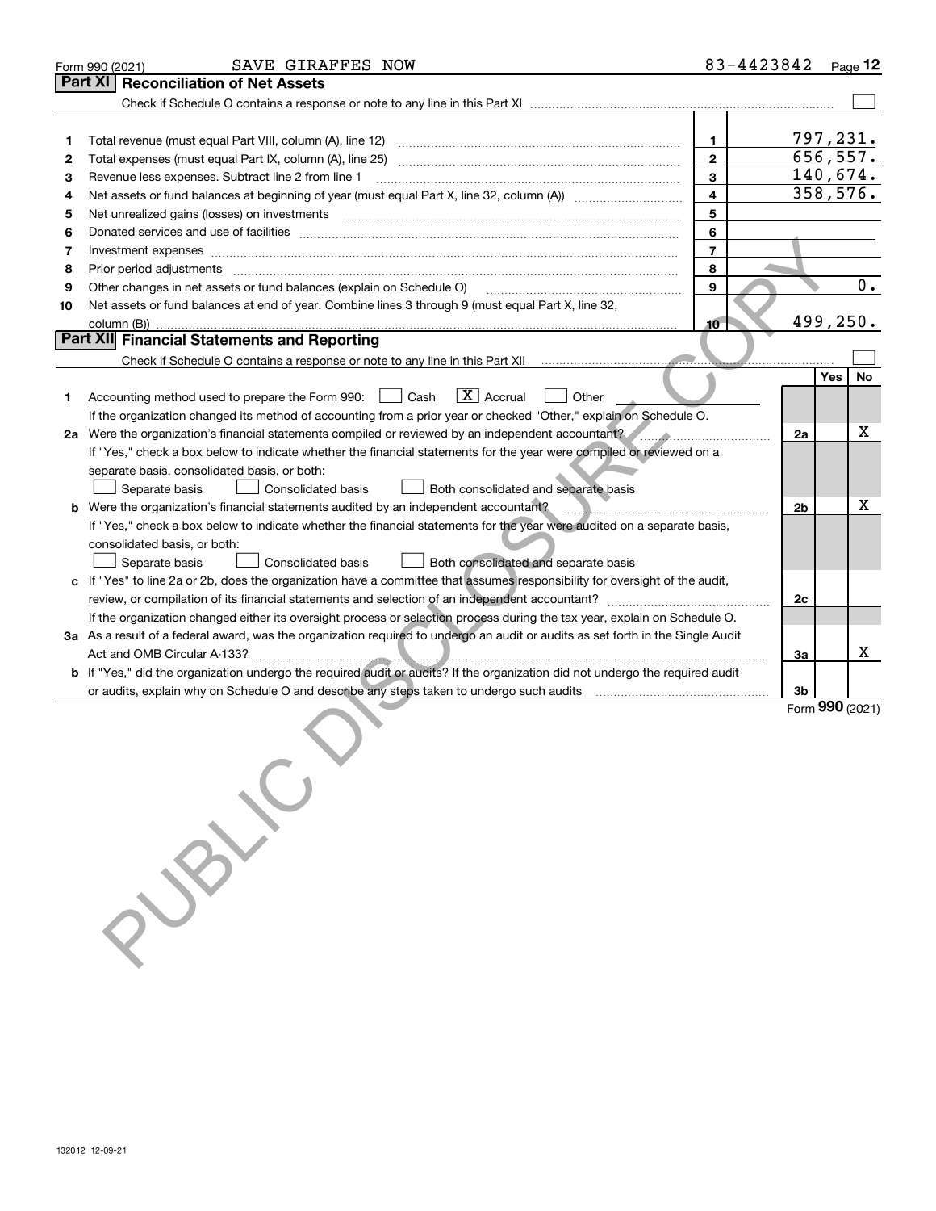Form 990 (2021) SAVE GIRAFFES NOW 83-4423842

## Part XI Reconciliation of Net Assets

Check if Schedule O contains a response or note to any line in this Part XI ☐

| | | | |
|---|---|---|---|
| 1 | Total revenue (must equal Part VIII, column (A), line 12) | 1 | 797,231. |
| 2 | Total expenses (must equal Part IX, column (A), line 25) | 2 | 656,557. |
| 3 | Revenue less expenses. Subtract line 2 from line 1 | 3 | 140,674. |
| 4 | Net assets or fund balances at beginning of year (must equal Part X, line 32, column (A)) | 4 | 358,576. |
| 5 | Net unrealized gains (losses) on investments | 5 | |
| 6 | Donated services and use of facilities | 6 | |
| 7 | Investment expenses | 7 | |
| 8 | Prior period adjustments | 8 | |
| 9 | Other changes in net assets or fund balances (explain on Schedule O) | 9 | 0. |
| 10 | Net assets or fund balances at end of year. Combine lines 3 through 9 (must equal Part X, line 32, column (B)) | 10 | 499,250. |

## Part XII Financial Statements and Reporting

Check if Schedule O contains a response or note to any line in this Part XII ☐

| | | | Yes | No |
|---|---|---|---|---|
| 1 | Accounting method used to prepare the Form 990: ☐ Cash ☒ Accrual ☐ Other<br>If the organization changed its method of accounting from a prior year or checked "Other," explain on Schedule O. | | | |
| 2a | Were the organization's financial statements compiled or reviewed by an independent accountant?<br>If "Yes," check a box below to indicate whether the financial statements for the year were compiled or reviewed on a separate basis, consolidated basis, or both:<br>☐ Separate basis ☐ Consolidated basis ☐ Both consolidated and separate basis | 2a | | X |
| b | Were the organization's financial statements audited by an independent accountant?<br>If "Yes," check a box below to indicate whether the financial statements for the year were audited on a separate basis, consolidated basis, or both:<br>☐ Separate basis ☐ Consolidated basis ☐ Both consolidated and separate basis | 2b | | X |
| c | If "Yes" to line 2a or 2b, does the organization have a committee that assumes responsibility for oversight of the audit, review, or compilation of its financial statements and selection of an independent accountant?<br>If the organization changed either its oversight process or selection process during the tax year, explain on Schedule O. | 2c | | |
| 3a | As a result of a federal award, was the organization required to undergo an audit or audits as set forth in the Single Audit Act and OMB Circular A-133? | 3a | | X |
| b | If "Yes," did the organization undergo the required audit or audits? If the organization did not undergo the required audit or audits, explain why on Schedule O and describe any steps taken to undergo such audits | 3b | | |

Form 990 (2021)

132012 12-09-21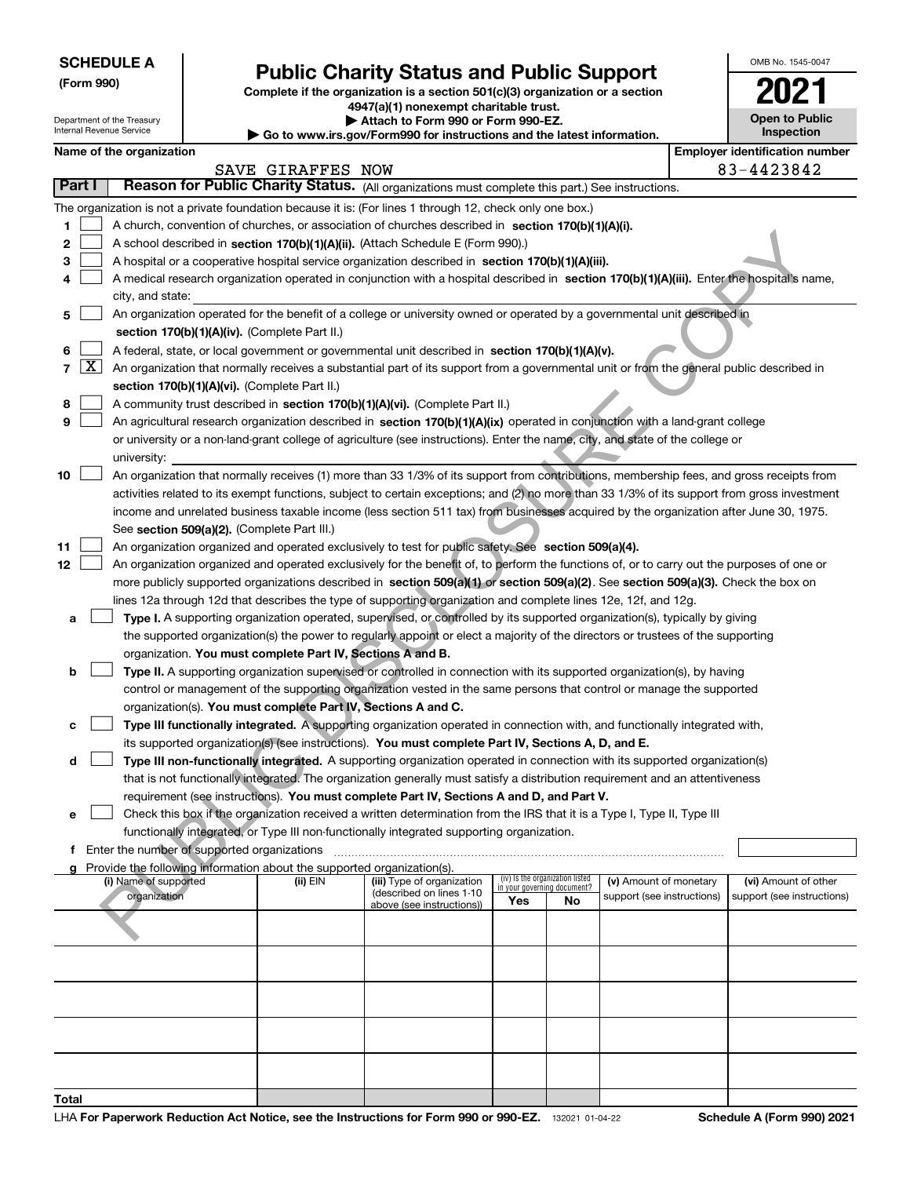**SCHEDULE A**
**(Form 990)**

Department of the Treasury
Internal Revenue Service

# Public Charity Status and Public Support

**Complete if the organization is a section 501(c)(3) organization or a section 4947(a)(1) nonexempt charitable trust.**
**▶ Attach to Form 990 or Form 990-EZ.**
**▶ Go to www.irs.gov/Form990 for instructions and the latest information.**

OMB No. 1545-0047
**2021**
**Open to Public Inspection**

**Name of the organization**
SAVE GIRAFFES NOW

**Employer identification number**
83-4423842

**Part I** **Reason for Public Charity Status.** (All organizations must complete this part.) See instructions.

The organization is not a private foundation because it is: (For lines 1 through 12, check only one box.)

1 [ ] A church, convention of churches, or association of churches described in **section 170(b)(1)(A)(i).**
2 [ ] A school described in **section 170(b)(1)(A)(ii).** (Attach Schedule E (Form 990).)
3 [ ] A hospital or a cooperative hospital service organization described in **section 170(b)(1)(A)(iii).**
4 [ ] A medical research organization operated in conjunction with a hospital described in **section 170(b)(1)(A)(iii).** Enter the hospital's name, city, and state:
5 [ ] An organization operated for the benefit of a college or university owned or operated by a governmental unit described in **section 170(b)(1)(A)(iv).** (Complete Part II.)
6 [ ] A federal, state, or local government or governmental unit described in **section 170(b)(1)(A)(v).**
7 [X] An organization that normally receives a substantial part of its support from a governmental unit or from the general public described in **section 170(b)(1)(A)(vi).** (Complete Part II.)
8 [ ] A community trust described in **section 170(b)(1)(A)(vi).** (Complete Part II.)
9 [ ] An agricultural research organization described in **section 170(b)(1)(A)(ix)** operated in conjunction with a land-grant college or university or a non-land-grant college of agriculture (see instructions). Enter the name, city, and state of the college or university:
10 [ ] An organization that normally receives (1) more than 33 1/3% of its support from contributions, membership fees, and gross receipts from activities related to its exempt functions, subject to certain exceptions; and (2) no more than 33 1/3% of its support from gross investment income and unrelated business taxable income (less section 511 tax) from businesses acquired by the organization after June 30, 1975. See **section 509(a)(2).** (Complete Part III.)
11 [ ] An organization organized and operated exclusively to test for public safety. See **section 509(a)(4).**
12 [ ] An organization organized and operated exclusively for the benefit of, to perform the functions of, or to carry out the purposes of one or more publicly supported organizations described in **section 509(a)(1)** or **section 509(a)(2)**. See **section 509(a)(3).** Check the box on lines 12a through 12d that describes the type of supporting organization and complete lines 12e, 12f, and 12g.

a [ ] **Type I.** A supporting organization operated, supervised, or controlled by its supported organization(s), typically by giving the supported organization(s) the power to regularly appoint or elect a majority of the directors or trustees of the supporting organization. **You must complete Part IV, Sections A and B.**

b [ ] **Type II.** A supporting organization supervised or controlled in connection with its supported organization(s), by having control or management of the supporting organization vested in the same persons that control or manage the supported organization(s). **You must complete Part IV, Sections A and C.**

c [ ] **Type III functionally integrated.** A supporting organization operated in connection with, and functionally integrated with, its supported organization(s) (see instructions). **You must complete Part IV, Sections A, D, and E.**

d [ ] **Type III non-functionally integrated.** A supporting organization operated in connection with its supported organization(s) that is not functionally integrated. The organization generally must satisfy a distribution requirement and an attentiveness requirement (see instructions). **You must complete Part IV, Sections A and D, and Part V.**

e [ ] Check this box if the organization received a written determination from the IRS that it is a Type I, Type II, Type III functionally integrated, or Type III non-functionally integrated supporting organization.

f Enter the number of supported organizations

g Provide the following information about the supported organization(s).

| (i) Name of supported organization | (ii) EIN | (iii) Type of organization (described on lines 1-10 above (see instructions)) | (iv) Is the organization listed in your governing document? Yes | No | (v) Amount of monetary support (see instructions) | (vi) Amount of other support (see instructions) |
|---|---|---|---|---|---|---|
| | | | | | | |
| | | | | | | |
| | | | | | | |
| | | | | | | |
| | | | | | | |
| **Total** | | | | | | |

LHA **For Paperwork Reduction Act Notice, see the Instructions for Form 990 or 990-EZ.** 132021 01-04-22 **Schedule A (Form 990) 2021**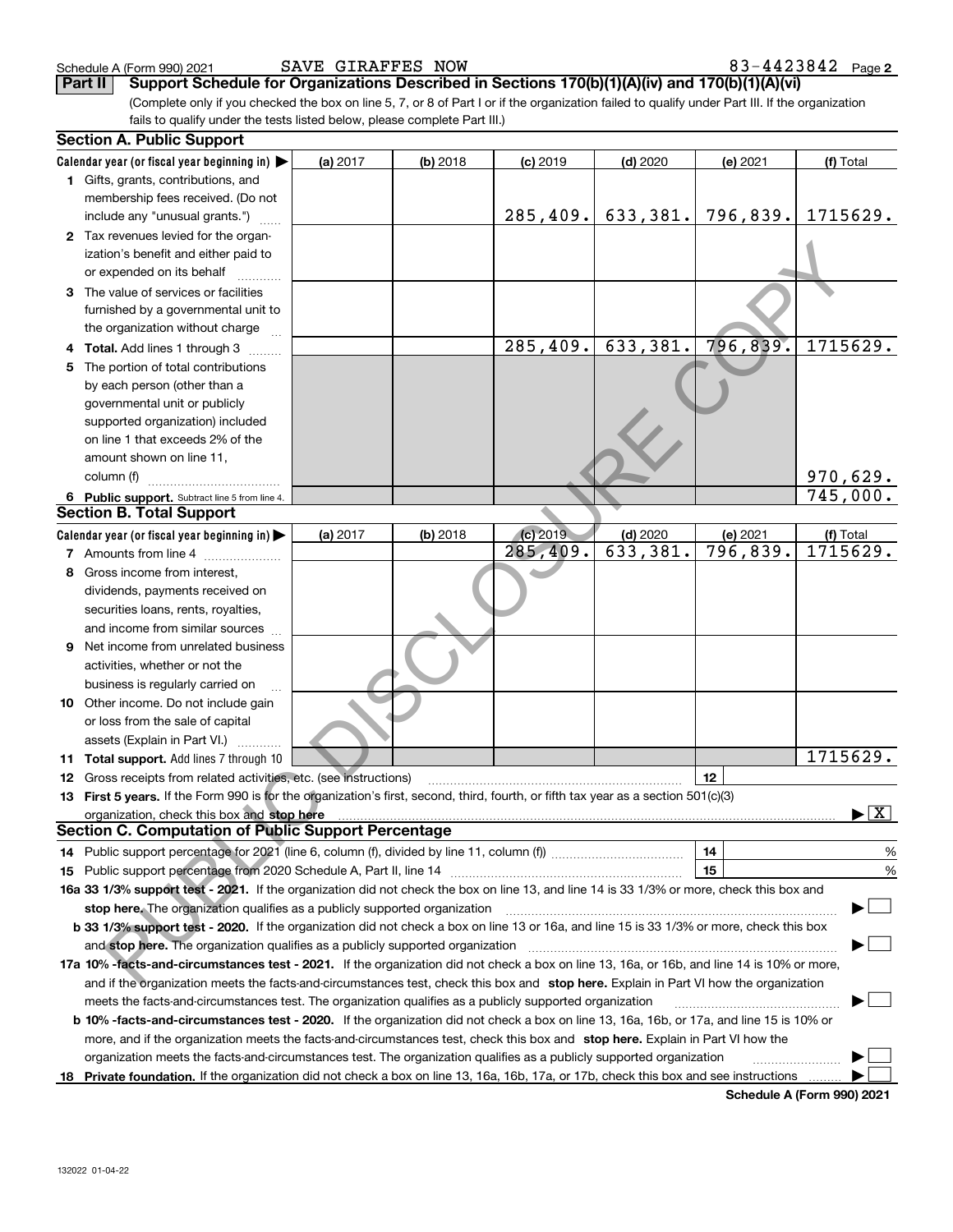Schedule A (Form 990) 2021 SAVE GIRAFFES NOW 83-4423842 Page 2

## Part II Support Schedule for Organizations Described in Sections 170(b)(1)(A)(iv) and 170(b)(1)(A)(vi)

(Complete only if you checked the box on line 5, 7, or 8 of Part I or if the organization failed to qualify under Part III. If the organization fails to qualify under the tests listed below, please complete Part III.)

### Section A. Public Support

| Calendar year (or fiscal year beginning in) ▶ | (a) 2017 | (b) 2018 | (c) 2019 | (d) 2020 | (e) 2021 | (f) Total |
|---|---|---|---|---|---|---|
| 1 Gifts, grants, contributions, and membership fees received. (Do not include any "unusual grants.") | | | 285,409. | 633,381. | 796,839. | 1715629. |
| 2 Tax revenues levied for the organization's benefit and either paid to or expended on its behalf | | | | | | |
| 3 The value of services or facilities furnished by a governmental unit to the organization without charge | | | | | | |
| 4 Total. Add lines 1 through 3 | | | 285,409. | 633,381. | 796,839. | 1715629. |
| 5 The portion of total contributions by each person (other than a governmental unit or publicly supported organization) included on line 1 that exceeds 2% of the amount shown on line 11, column (f) | | | | | | 970,629. |
| 6 Public support. Subtract line 5 from line 4. | | | | | | 745,000. |

### Section B. Total Support

| Calendar year (or fiscal year beginning in) ▶ | (a) 2017 | (b) 2018 | (c) 2019 | (d) 2020 | (e) 2021 | (f) Total |
|---|---|---|---|---|---|---|
| 7 Amounts from line 4 | | | 285,409. | 633,381. | 796,839. | 1715629. |
| 8 Gross income from interest, dividends, payments received on securities loans, rents, royalties, and income from similar sources | | | | | | |
| 9 Net income from unrelated business activities, whether or not the business is regularly carried on | | | | | | |
| 10 Other income. Do not include gain or loss from the sale of capital assets (Explain in Part VI.) | | | | | | |
| 11 Total support. Add lines 7 through 10 | | | | | | 1715629. |

12 Gross receipts from related activities, etc. (see instructions) | 12 |

13 **First 5 years.** If the Form 990 is for the organization's first, second, third, fourth, or fifth tax year as a section 501(c)(3) organization, check this box and **stop here** ▶ [X]

### Section C. Computation of Public Support Percentage

14 Public support percentage for 2021 (line 6, column (f), divided by line 11, column (f)) | 14 | %

15 Public support percentage from 2020 Schedule A, Part II, line 14 | 15 | %

**16a 33 1/3% support test - 2021.** If the organization did not check the box on line 13, and line 14 is 33 1/3% or more, check this box and **stop here.** The organization qualifies as a publicly supported organization ▶ [ ]

**b 33 1/3% support test - 2020.** If the organization did not check a box on line 13 or 16a, and line 15 is 33 1/3% or more, check this box and **stop here.** The organization qualifies as a publicly supported organization ▶ [ ]

**17a 10% -facts-and-circumstances test - 2021.** If the organization did not check a box on line 13, 16a, or 16b, and line 14 is 10% or more, and if the organization meets the facts-and-circumstances test, check this box and **stop here.** Explain in Part VI how the organization meets the facts-and-circumstances test. The organization qualifies as a publicly supported organization ▶ [ ]

**b 10% -facts-and-circumstances test - 2020.** If the organization did not check a box on line 13, 16a, 16b, or 17a, and line 15 is 10% or more, and if the organization meets the facts-and-circumstances test, check this box and **stop here.** Explain in Part VI how the organization meets the facts-and-circumstances test. The organization qualifies as a publicly supported organization ▶ [ ]

**18 Private foundation.** If the organization did not check a box on line 13, 16a, 16b, 17a, or 17b, check this box and see instructions ▶ [ ]

Schedule A (Form 990) 2021

132022 01-04-22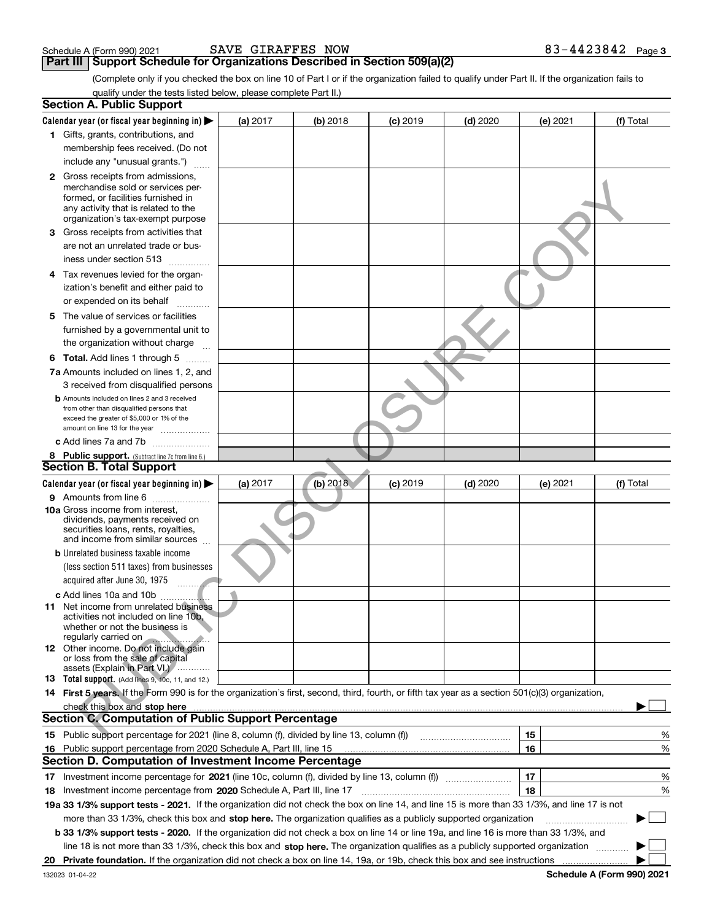Schedule A (Form 990) 2021 SAVE GIRAFFES NOW 83-4423842 Page 3

## Part III Support Schedule for Organizations Described in Section 509(a)(2)

(Complete only if you checked the box on line 10 of Part I or if the organization failed to qualify under Part II. If the organization fails to qualify under the tests listed below, please complete Part II.)

### Section A. Public Support

| Calendar year (or fiscal year beginning in) ▶ | (a) 2017 | (b) 2018 | (c) 2019 | (d) 2020 | (e) 2021 | (f) Total |
|---|---|---|---|---|---|---|
| 1 Gifts, grants, contributions, and membership fees received. (Do not include any "unusual grants.") | | | | | | |
| 2 Gross receipts from admissions, merchandise sold or services performed, or facilities furnished in any activity that is related to the organization's tax-exempt purpose | | | | | | |
| 3 Gross receipts from activities that are not an unrelated trade or business under section 513 | | | | | | |
| 4 Tax revenues levied for the organization's benefit and either paid to or expended on its behalf | | | | | | |
| 5 The value of services or facilities furnished by a governmental unit to the organization without charge | | | | | | |
| 6 **Total.** Add lines 1 through 5 | | | | | | |
| 7a Amounts included on lines 1, 2, and 3 received from disqualified persons | | | | | | |
| b Amounts included on lines 2 and 3 received from other than disqualified persons that exceed the greater of $5,000 or 1% of the amount on line 13 for the year | | | | | | |
| c Add lines 7a and 7b | | | | | | |
| 8 **Public support.** (Subtract line 7c from line 6.) | | | | | | |

### Section B. Total Support

| Calendar year (or fiscal year beginning in) ▶ | (a) 2017 | (b) 2018 | (c) 2019 | (d) 2020 | (e) 2021 | (f) Total |
|---|---|---|---|---|---|---|
| 9 Amounts from line 6 | | | | | | |
| 10a Gross income from interest, dividends, payments received on securities loans, rents, royalties, and income from similar sources | | | | | | |
| b Unrelated business taxable income (less section 511 taxes) from businesses acquired after June 30, 1975 | | | | | | |
| c Add lines 10a and 10b | | | | | | |
| 11 Net income from unrelated business activities not included on line 10b, whether or not the business is regularly carried on | | | | | | |
| 12 Other income. Do not include gain or loss from the sale of capital assets (Explain in Part VI.) | | | | | | |
| 13 **Total support.** (Add lines 9, 10c, 11, and 12.) | | | | | | |

14 **First 5 years.** If the Form 990 is for the organization's first, second, third, fourth, or fifth tax year as a section 501(c)(3) organization, check this box and **stop here** ▶ ☐

### Section C. Computation of Public Support Percentage

| | | | |
|---|---|---|---|
| 15 | Public support percentage for 2021 (line 8, column (f), divided by line 13, column (f)) | 15 | % |
| 16 | Public support percentage from 2020 Schedule A, Part III, line 15 | 16 | % |

### Section D. Computation of Investment Income Percentage

| | | | |
|---|---|---|---|
| 17 | Investment income percentage for **2021** (line 10c, column (f), divided by line 13, column (f)) | 17 | % |
| 18 | Investment income percentage from **2020** Schedule A, Part III, line 17 | 18 | % |

**19a 33 1/3% support tests - 2021.** If the organization did not check the box on line 14, and line 15 is more than 33 1/3%, and line 17 is not more than 33 1/3%, check this box and **stop here.** The organization qualifies as a publicly supported organization ▶ ☐

**b 33 1/3% support tests - 2020.** If the organization did not check a box on line 14 or line 19a, and line 16 is more than 33 1/3%, and line 18 is not more than 33 1/3%, check this box and **stop here.** The organization qualifies as a publicly supported organization ▶ ☐

**20 Private foundation.** If the organization did not check a box on line 14, 19a, or 19b, check this box and see instructions ▶ ☐

132023 01-04-22 **Schedule A (Form 990) 2021**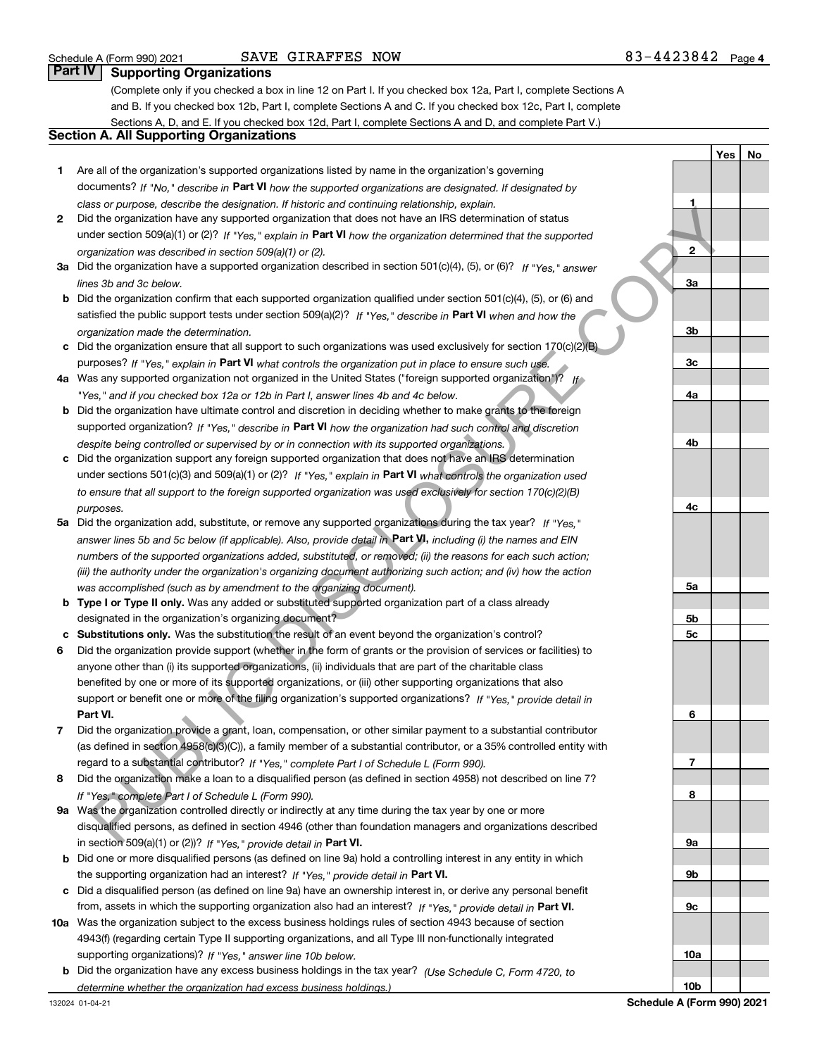Schedule A (Form 990) 2021 SAVE GIRAFFES NOW 83-4423842 Page 4

## Part IV Supporting Organizations

(Complete only if you checked a box in line 12 on Part I. If you checked box 12a, Part I, complete Sections A and B. If you checked box 12b, Part I, complete Sections A and C. If you checked box 12c, Part I, complete Sections A, D, and E. If you checked box 12d, Part I, complete Sections A and D, and complete Part V.)

### Section A. All Supporting Organizations

| | | Line | Yes | No |
|---|---|---|---|---|
| 1 | Are all of the organization's supported organizations listed by name in the organization's governing documents? *If "No," describe in* **Part VI** *how the supported organizations are designated. If designated by class or purpose, describe the designation. If historic and continuing relationship, explain.* | 1 | | |
| 2 | Did the organization have any supported organization that does not have an IRS determination of status under section 509(a)(1) or (2)? *If "Yes," explain in* **Part VI** *how the organization determined that the supported organization was described in section 509(a)(1) or (2).* | 2 | | |
| 3a | Did the organization have a supported organization described in section 501(c)(4), (5), or (6)? *If "Yes," answer lines 3b and 3c below.* | 3a | | |
| b | Did the organization confirm that each supported organization qualified under section 501(c)(4), (5), or (6) and satisfied the public support tests under section 509(a)(2)? *If "Yes," describe in* **Part VI** *when and how the organization made the determination.* | 3b | | |
| c | Did the organization ensure that all support to such organizations was used exclusively for section 170(c)(2)(B) purposes? *If "Yes," explain in* **Part VI** *what controls the organization put in place to ensure such use.* | 3c | | |
| 4a | Was any supported organization not organized in the United States ("foreign supported organization")? *If "Yes," and if you checked box 12a or 12b in Part I, answer lines 4b and 4c below.* | 4a | | |
| b | Did the organization have ultimate control and discretion in deciding whether to make grants to the foreign supported organization? *If "Yes," describe in* **Part VI** *how the organization had such control and discretion despite being controlled or supervised by or in connection with its supported organizations.* | 4b | | |
| c | Did the organization support any foreign supported organization that does not have an IRS determination under sections 501(c)(3) and 509(a)(1) or (2)? *If "Yes," explain in* **Part VI** *what controls the organization used to ensure that all support to the foreign supported organization was used exclusively for section 170(c)(2)(B) purposes.* | 4c | | |
| 5a | Did the organization add, substitute, or remove any supported organizations during the tax year? *If "Yes," answer lines 5b and 5c below (if applicable). Also, provide detail in* **Part VI,** *including (i) the names and EIN numbers of the supported organizations added, substituted, or removed; (ii) the reasons for each such action; (iii) the authority under the organization's organizing document authorizing such action; and (iv) how the action was accomplished (such as by amendment to the organizing document).* | 5a | | |
| b | **Type I or Type II only.** Was any added or substituted supported organization part of a class already designated in the organization's organizing document? | 5b | | |
| c | **Substitutions only.** Was the substitution the result of an event beyond the organization's control? | 5c | | |
| 6 | Did the organization provide support (whether in the form of grants or the provision of services or facilities) to anyone other than (i) its supported organizations, (ii) individuals that are part of the charitable class benefited by one or more of its supported organizations, or (iii) other supporting organizations that also support or benefit one or more of the filing organization's supported organizations? *If "Yes," provide detail in* **Part VI.** | 6 | | |
| 7 | Did the organization provide a grant, loan, compensation, or other similar payment to a substantial contributor (as defined in section 4958(c)(3)(C)), a family member of a substantial contributor, or a 35% controlled entity with regard to a substantial contributor? *If "Yes," complete Part I of Schedule L (Form 990).* | 7 | | |
| 8 | Did the organization make a loan to a disqualified person (as defined in section 4958) not described on line 7? *If "Yes," complete Part I of Schedule L (Form 990).* | 8 | | |
| 9a | Was the organization controlled directly or indirectly at any time during the tax year by one or more disqualified persons, as defined in section 4946 (other than foundation managers and organizations described in section 509(a)(1) or (2))? *If "Yes," provide detail in* **Part VI.** | 9a | | |
| b | Did one or more disqualified persons (as defined on line 9a) hold a controlling interest in any entity in which the supporting organization had an interest? *If "Yes," provide detail in* **Part VI.** | 9b | | |
| c | Did a disqualified person (as defined on line 9a) have an ownership interest in, or derive any personal benefit from, assets in which the supporting organization also had an interest? *If "Yes," provide detail in* **Part VI.** | 9c | | |
| 10a | Was the organization subject to the excess business holdings rules of section 4943 because of section 4943(f) (regarding certain Type II supporting organizations, and all Type III non-functionally integrated supporting organizations)? *If "Yes," answer line 10b below.* | 10a | | |
| b | Did the organization have any excess business holdings in the tax year? *(Use Schedule C, Form 4720, to determine whether the organization had excess business holdings.)* | 10b | | |

132024 01-04-21 **Schedule A (Form 990) 2021**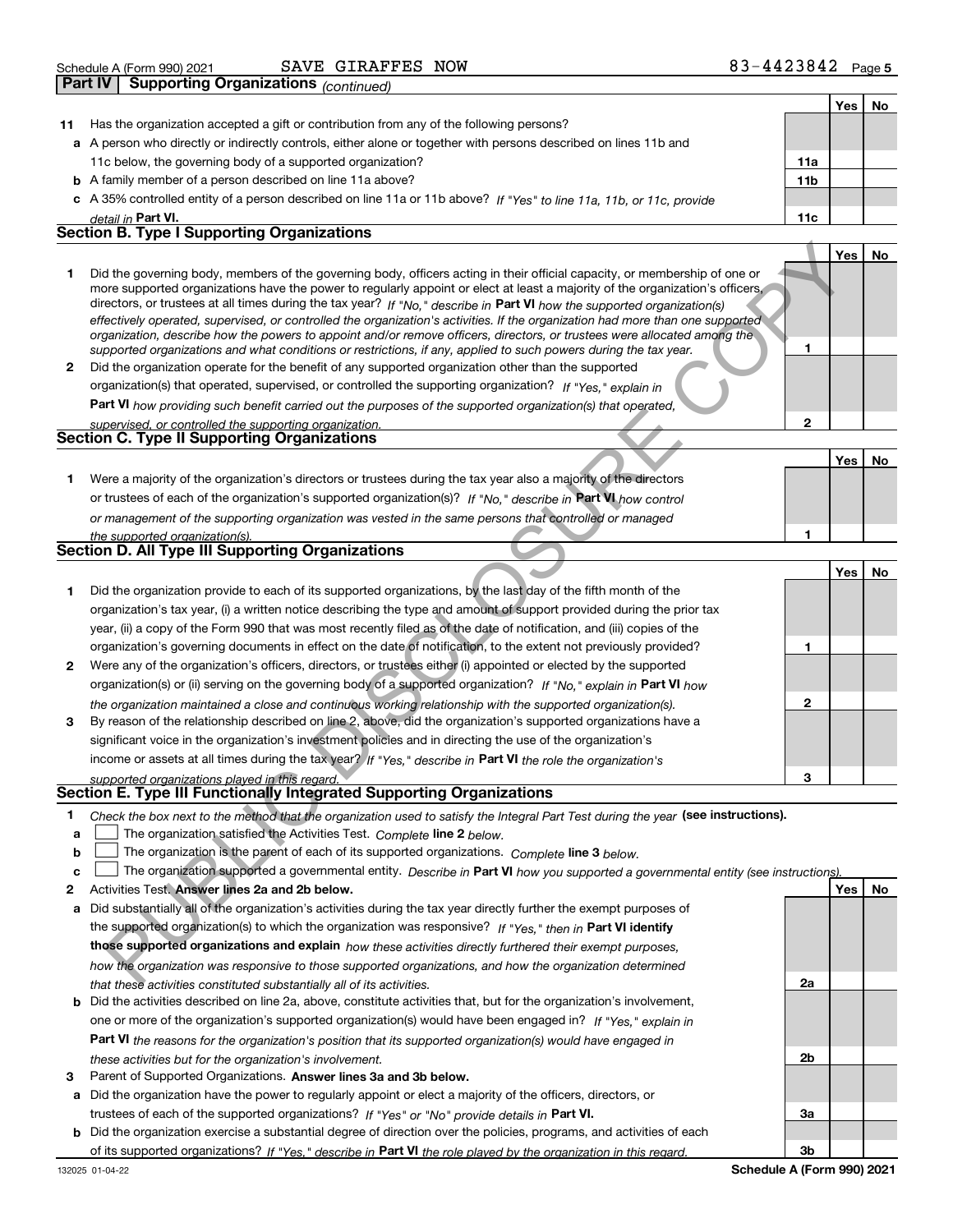Schedule A (Form 990) 2021 SAVE GIRAFFES NOW 83-4423842 Page 5

**Part IV | Supporting Organizations** *(continued)*

| | | | Yes | No |
|---|---|---|---|---|
| **11** | Has the organization accepted a gift or contribution from any of the following persons? | | | |
| **a** | A person who directly or indirectly controls, either alone or together with persons described on lines 11b and 11c below, the governing body of a supported organization? | 11a | | |
| **b** | A family member of a person described on line 11a above? | 11b | | |
| **c** | A 35% controlled entity of a person described on line 11a or 11b above? *If "Yes" to line 11a, 11b, or 11c, provide detail in* **Part VI.** | 11c | | |

**Section B. Type I Supporting Organizations**

| | | | Yes | No |
|---|---|---|---|---|
| **1** | Did the governing body, members of the governing body, officers acting in their official capacity, or membership of one or more supported organizations have the power to regularly appoint or elect at least a majority of the organization's officers, directors, or trustees at all times during the tax year? *If "No," describe in* **Part VI** *how the supported organization(s) effectively operated, supervised, or controlled the organization's activities. If the organization had more than one supported organization, describe how the powers to appoint and/or remove officers, directors, or trustees were allocated among the supported organizations and what conditions or restrictions, if any, applied to such powers during the tax year.* | 1 | | |
| **2** | Did the organization operate for the benefit of any supported organization other than the supported organization(s) that operated, supervised, or controlled the supporting organization? *If "Yes," explain in* **Part VI** *how providing such benefit carried out the purposes of the supported organization(s) that operated, supervised, or controlled the supporting organization.* | 2 | | |

**Section C. Type II Supporting Organizations**

| | | | Yes | No |
|---|---|---|---|---|
| **1** | Were a majority of the organization's directors or trustees during the tax year also a majority of the directors or trustees of each of the organization's supported organization(s)? *If "No," describe in* **Part VI** *how control or management of the supporting organization was vested in the same persons that controlled or managed the supported organization(s).* | 1 | | |

**Section D. All Type III Supporting Organizations**

| | | | Yes | No |
|---|---|---|---|---|
| **1** | Did the organization provide to each of its supported organizations, by the last day of the fifth month of the organization's tax year, (i) a written notice describing the type and amount of support provided during the prior tax year, (ii) a copy of the Form 990 that was most recently filed as of the date of notification, and (iii) copies of the organization's governing documents in effect on the date of notification, to the extent not previously provided? | 1 | | |
| **2** | Were any of the organization's officers, directors, or trustees either (i) appointed or elected by the supported organization(s) or (ii) serving on the governing body of a supported organization? *If "No," explain in* **Part VI** *how the organization maintained a close and continuous working relationship with the supported organization(s).* | 2 | | |
| **3** | By reason of the relationship described on line 2, above, did the organization's supported organizations have a significant voice in the organization's investment policies and in directing the use of the organization's income or assets at all times during the tax year? *If "Yes," describe in* **Part VI** *the role the organization's supported organizations played in this regard.* | 3 | | |

**Section E. Type III Functionally Integrated Supporting Organizations**

**1** *Check the box next to the method that the organization used to satisfy the Integral Part Test during the year* **(see instructions).**

- **a** ☐ The organization satisfied the Activities Test. *Complete* **line 2** *below.*
- **b** ☐ The organization is the parent of each of its supported organizations. *Complete* **line 3** *below.*
- **c** ☐ The organization supported a governmental entity. *Describe in* **Part VI** *how you supported a governmental entity (see instructions).*

| | | | Yes | No |
|---|---|---|---|---|
| **2** | Activities Test. **Answer lines 2a and 2b below.** | | | |
| **a** | Did substantially all of the organization's activities during the tax year directly further the exempt purposes of the supported organization(s) to which the organization was responsive? *If "Yes," then in* **Part VI identify those supported organizations and explain** *how these activities directly furthered their exempt purposes, how the organization was responsive to those supported organizations, and how the organization determined that these activities constituted substantially all of its activities.* | 2a | | |
| **b** | Did the activities described on line 2a, above, constitute activities that, but for the organization's involvement, one or more of the organization's supported organization(s) would have been engaged in? *If "Yes," explain in* **Part VI** *the reasons for the organization's position that its supported organization(s) would have engaged in these activities but for the organization's involvement.* | 2b | | |
| **3** | Parent of Supported Organizations. **Answer lines 3a and 3b below.** | | | |
| **a** | Did the organization have the power to regularly appoint or elect a majority of the officers, directors, or trustees of each of the supported organizations? *If "Yes" or "No" provide details in* **Part VI.** | 3a | | |
| **b** | Did the organization exercise a substantial degree of direction over the policies, programs, and activities of each of its supported organizations? *If "Yes," describe in* **Part VI** *the role played by the organization in this regard.* | 3b | | |

132025 01-04-22 **Schedule A (Form 990) 2021**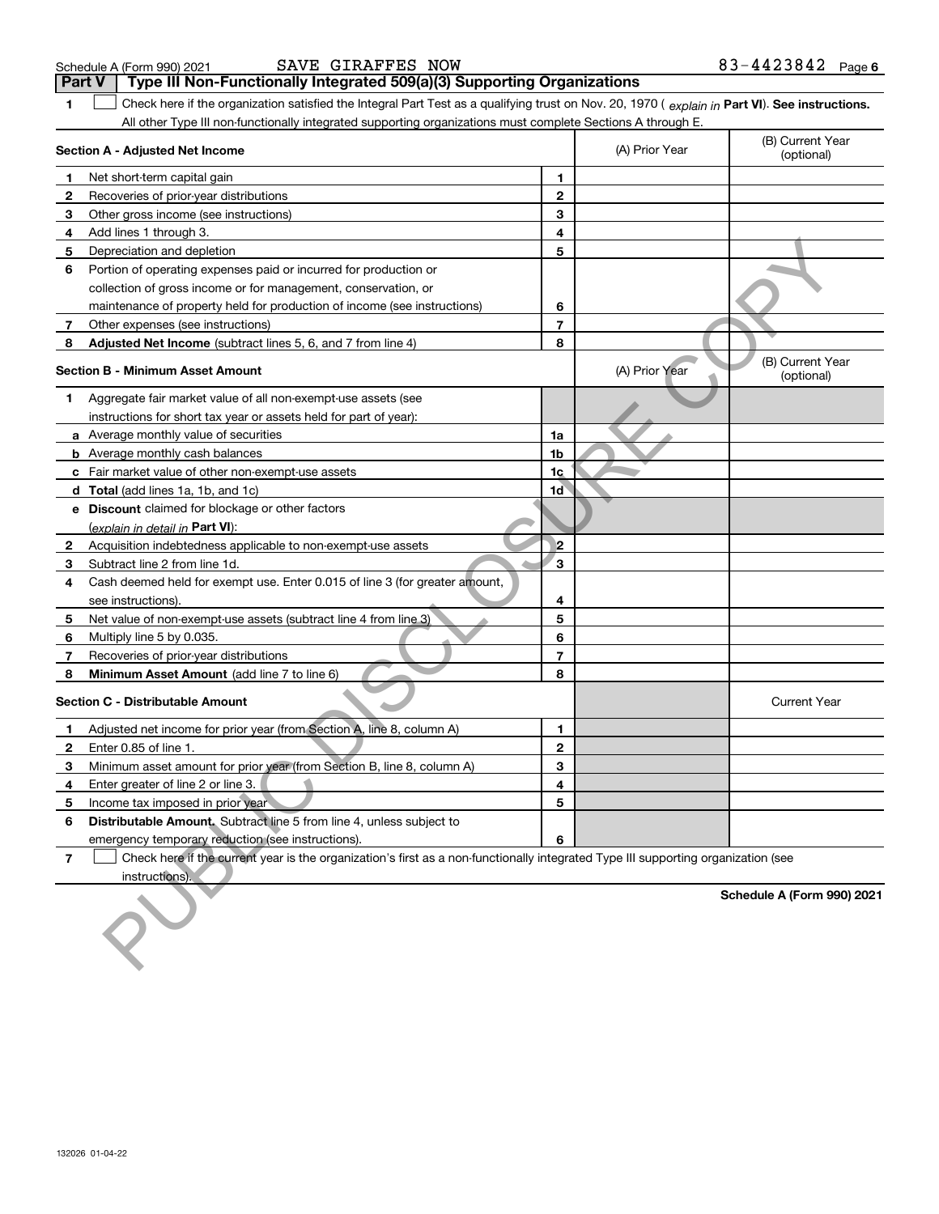Schedule A (Form 990) 2021 SAVE GIRAFFES NOW 83-4423842 Page 6

**Part V | Type III Non-Functionally Integrated 509(a)(3) Supporting Organizations**

**1** ☐ Check here if the organization satisfied the Integral Part Test as a qualifying trust on Nov. 20, 1970 ( *explain in* **Part VI**). **See instructions.** All other Type III non-functionally integrated supporting organizations must complete Sections A through E.

| **Section A - Adjusted Net Income** | | (A) Prior Year | (B) Current Year (optional) |
|---|---|---|---|
| **1** Net short-term capital gain | 1 | | |
| **2** Recoveries of prior-year distributions | 2 | | |
| **3** Other gross income (see instructions) | 3 | | |
| **4** Add lines 1 through 3. | 4 | | |
| **5** Depreciation and depletion | 5 | | |
| **6** Portion of operating expenses paid or incurred for production or collection of gross income or for management, conservation, or maintenance of property held for production of income (see instructions) | 6 | | |
| **7** Other expenses (see instructions) | 7 | | |
| **8** **Adjusted Net Income** (subtract lines 5, 6, and 7 from line 4) | 8 | | |

| **Section B - Minimum Asset Amount** | | (A) Prior Year | (B) Current Year (optional) |
|---|---|---|---|
| **1** Aggregate fair market value of all non-exempt-use assets (see instructions for short tax year or assets held for part of year): | | | |
| **a** Average monthly value of securities | 1a | | |
| **b** Average monthly cash balances | 1b | | |
| **c** Fair market value of other non-exempt-use assets | 1c | | |
| **d** **Total** (add lines 1a, 1b, and 1c) | 1d | | |
| **e** **Discount** claimed for blockage or other factors (*explain in detail in* **Part VI**): | | | |
| **2** Acquisition indebtedness applicable to non-exempt-use assets | 2 | | |
| **3** Subtract line 2 from line 1d. | 3 | | |
| **4** Cash deemed held for exempt use. Enter 0.015 of line 3 (for greater amount, see instructions). | 4 | | |
| **5** Net value of non-exempt-use assets (subtract line 4 from line 3) | 5 | | |
| **6** Multiply line 5 by 0.035. | 6 | | |
| **7** Recoveries of prior-year distributions | 7 | | |
| **8** **Minimum Asset Amount** (add line 7 to line 6) | 8 | | |

| **Section C - Distributable Amount** | | | Current Year |
|---|---|---|---|
| **1** Adjusted net income for prior year (from Section A, line 8, column A) | 1 | | |
| **2** Enter 0.85 of line 1. | 2 | | |
| **3** Minimum asset amount for prior year (from Section B, line 8, column A) | 3 | | |
| **4** Enter greater of line 2 or line 3. | 4 | | |
| **5** Income tax imposed in prior year | 5 | | |
| **6** **Distributable Amount.** Subtract line 5 from line 4, unless subject to emergency temporary reduction (see instructions). | 6 | | |

**7** ☐ Check here if the current year is the organization's first as a non-functionally integrated Type III supporting organization (see instructions).

**Schedule A (Form 990) 2021**

132026 01-04-22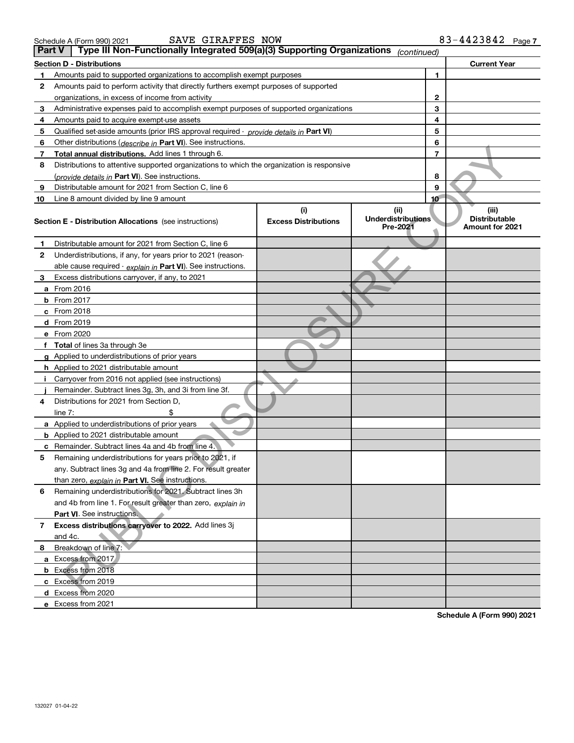Schedule A (Form 990) 2021 SAVE GIRAFFES NOW 83-4423842

## Part V Type III Non-Functionally Integrated 509(a)(3) Supporting Organizations *(continued)*

| Section D - Distributions | | | Current Year |
|---|---|---|---|
| 1 | Amounts paid to supported organizations to accomplish exempt purposes | 1 | |
| 2 | Amounts paid to perform activity that directly furthers exempt purposes of supported organizations, in excess of income from activity | 2 | |
| 3 | Administrative expenses paid to accomplish exempt purposes of supported organizations | 3 | |
| 4 | Amounts paid to acquire exempt-use assets | 4 | |
| 5 | Qualified set-aside amounts (prior IRS approval required - *provide details in* **Part VI**) | 5 | |
| 6 | Other distributions (*describe in* **Part VI**). See instructions. | 6 | |
| 7 | **Total annual distributions.** Add lines 1 through 6. | 7 | |
| 8 | Distributions to attentive supported organizations to which the organization is responsive (*provide details in* **Part VI**). See instructions. | 8 | |
| 9 | Distributable amount for 2021 from Section C, line 6 | 9 | |
| 10 | Line 8 amount divided by line 9 amount | 10 | |

| | **Section E - Distribution Allocations** (see instructions) | (i) Excess Distributions | (ii) Underdistributions Pre-2021 | (iii) Distributable Amount for 2021 |
|---|---|---|---|---|
| 1 | Distributable amount for 2021 from Section C, line 6 | | | |
| 2 | Underdistributions, if any, for years prior to 2021 (reasonable cause required - *explain in* **Part VI**). See instructions. | | | |
| 3 | Excess distributions carryover, if any, to 2021 | | | |
| a | From 2016 | | | |
| b | From 2017 | | | |
| c | From 2018 | | | |
| d | From 2019 | | | |
| e | From 2020 | | | |
| f | **Total** of lines 3a through 3e | | | |
| g | Applied to underdistributions of prior years | | | |
| h | Applied to 2021 distributable amount | | | |
| i | Carryover from 2016 not applied (see instructions) | | | |
| j | Remainder. Subtract lines 3g, 3h, and 3i from line 3f. | | | |
| 4 | Distributions for 2021 from Section D, line 7: $ | | | |
| a | Applied to underdistributions of prior years | | | |
| b | Applied to 2021 distributable amount | | | |
| c | Remainder. Subtract lines 4a and 4b from line 4. | | | |
| 5 | Remaining underdistributions for years prior to 2021, if any. Subtract lines 3g and 4a from line 2. For result greater than zero, *explain in* **Part VI.** See instructions. | | | |
| 6 | Remaining underdistributions for 2021. Subtract lines 3h and 4b from line 1. For result greater than zero, *explain in* **Part VI**. See instructions. | | | |
| 7 | **Excess distributions carryover to 2022.** Add lines 3j and 4c. | | | |
| 8 | Breakdown of line 7: | | | |
| a | Excess from 2017 | | | |
| b | Excess from 2018 | | | |
| c | Excess from 2019 | | | |
| d | Excess from 2020 | | | |
| e | Excess from 2021 | | | |

PUBLIC DISCLOSURE COPY

**Schedule A (Form 990) 2021**

132027 01-04-22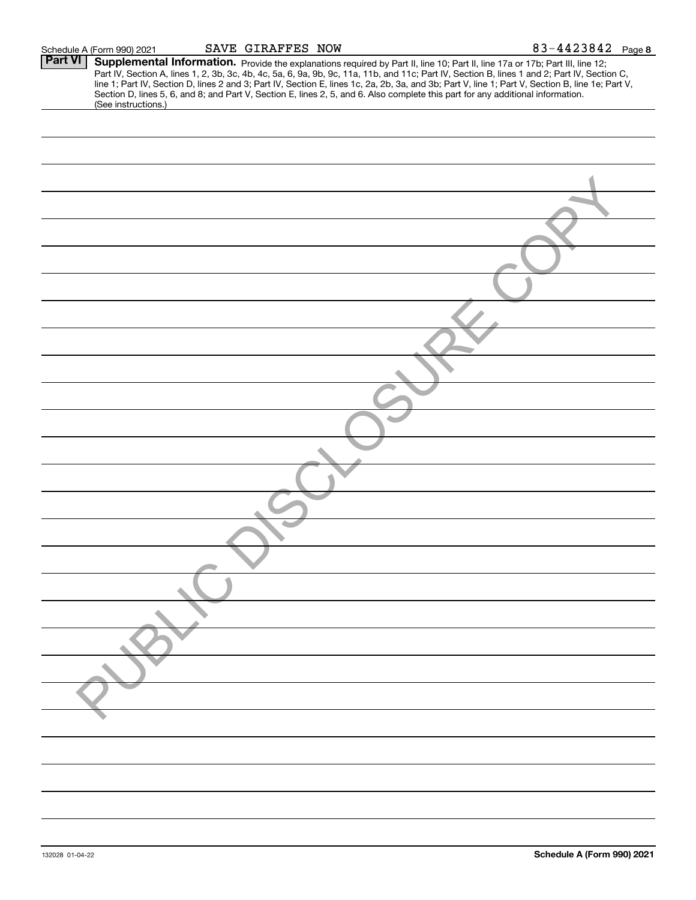Schedule A (Form 990) 2021 SAVE GIRAFFES NOW 83-4423842 Page 8

## Part VI Supplemental Information.

Provide the explanations required by Part II, line 10; Part II, line 17a or 17b; Part III, line 12; Part IV, Section A, lines 1, 2, 3b, 3c, 4b, 4c, 5a, 6, 9a, 9b, 9c, 11a, 11b, and 11c; Part IV, Section B, lines 1 and 2; Part IV, Section C, line 1; Part IV, Section D, lines 2 and 3; Part IV, Section E, lines 1c, 2a, 2b, 3a, and 3b; Part V, line 1; Part V, Section B, line 1e; Part V, Section D, lines 5, 6, and 8; and Part V, Section E, lines 2, 5, and 6. Also complete this part for any additional information. (See instructions.)

PUBLIC DISCLOSURE COPY

132028 01-04-22 **Schedule A (Form 990) 2021**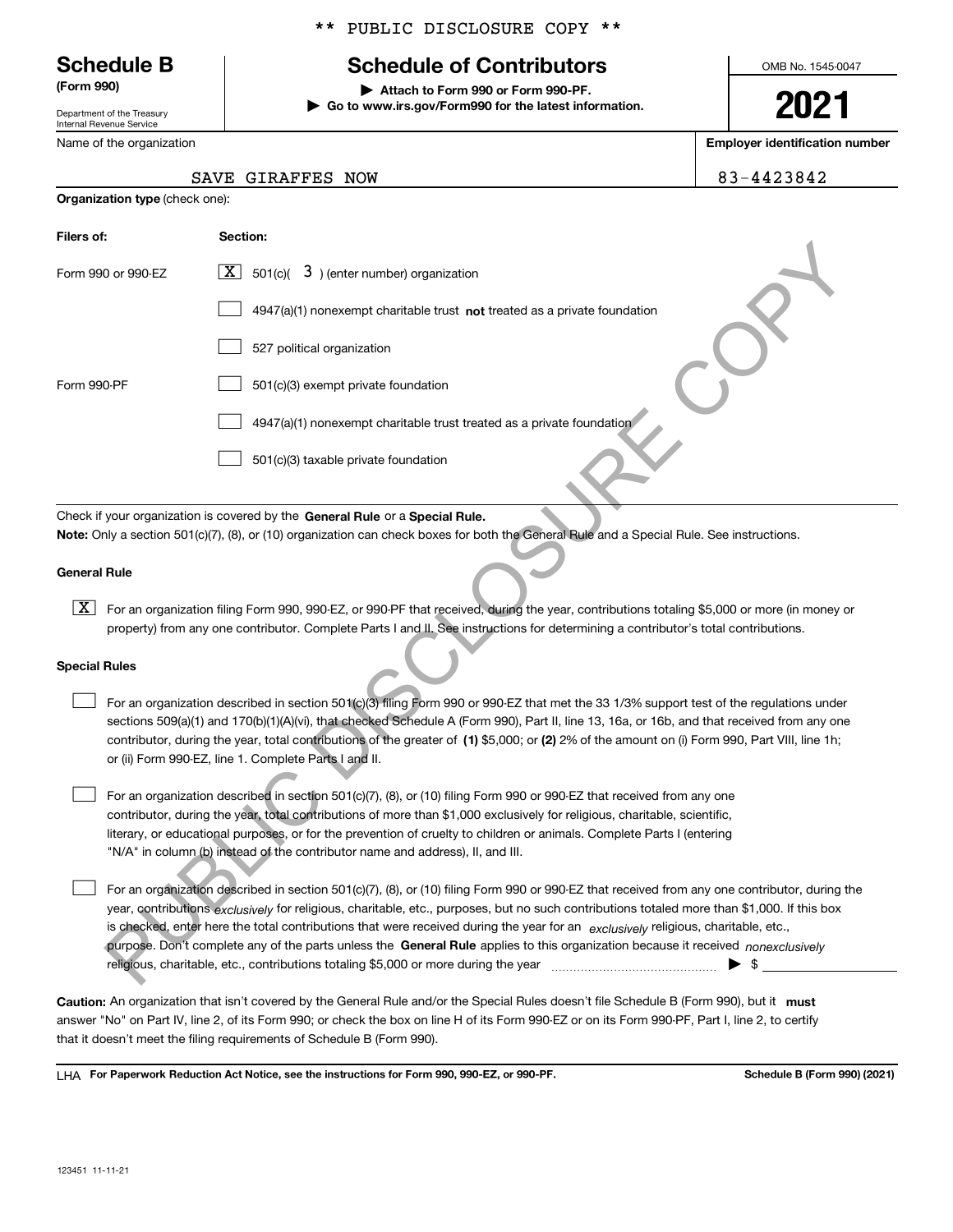** PUBLIC DISCLOSURE COPY **

# Schedule B (Form 990)

Department of the Treasury
Internal Revenue Service

## Schedule of Contributors

▶ Attach to Form 990 or Form 990-PF.
▶ Go to www.irs.gov/Form990 for the latest information.

OMB No. 1545-0047

**2021**

| Name of the organization | Employer identification number |
|---|---|
| SAVE GIRAFFES NOW | 83-4423842 |

**Organization type** (check one):

| Filers of: | Section: |
|---|---|
| Form 990 or 990-EZ | [X] 501(c)( 3 ) (enter number) organization |
| | [ ] 4947(a)(1) nonexempt charitable trust **not** treated as a private foundation |
| | [ ] 527 political organization |
| Form 990-PF | [ ] 501(c)(3) exempt private foundation |
| | [ ] 4947(a)(1) nonexempt charitable trust treated as a private foundation |
| | [ ] 501(c)(3) taxable private foundation |

Check if your organization is covered by the **General Rule** or a **Special Rule.**

**Note:** Only a section 501(c)(7), (8), or (10) organization can check boxes for both the General Rule and a Special Rule. See instructions.

### General Rule

[X] For an organization filing Form 990, 990-EZ, or 990-PF that received, during the year, contributions totaling $5,000 or more (in money or property) from any one contributor. Complete Parts I and II. See instructions for determining a contributor's total contributions.

### Special Rules

[ ] For an organization described in section 501(c)(3) filing Form 990 or 990-EZ that met the 33 1/3% support test of the regulations under sections 509(a)(1) and 170(b)(1)(A)(vi), that checked Schedule A (Form 990), Part II, line 13, 16a, or 16b, and that received from any one contributor, during the year, total contributions of the greater of **(1)** $5,000; or **(2)** 2% of the amount on (i) Form 990, Part VIII, line 1h; or (ii) Form 990-EZ, line 1. Complete Parts I and II.

[ ] For an organization described in section 501(c)(7), (8), or (10) filing Form 990 or 990-EZ that received from any one contributor, during the year, total contributions of more than $1,000 exclusively for religious, charitable, scientific, literary, or educational purposes, or for the prevention of cruelty to children or animals. Complete Parts I (entering "N/A" in column (b) instead of the contributor name and address), II, and III.

[ ] For an organization described in section 501(c)(7), (8), or (10) filing Form 990 or 990-EZ that received from any one contributor, during the year, contributions *exclusively* for religious, charitable, etc., purposes, but no such contributions totaled more than $1,000. If this box is checked, enter here the total contributions that were received during the year for an *exclusively* religious, charitable, etc., purpose. Don't complete any of the parts unless the **General Rule** applies to this organization because it received *nonexclusively* religious, charitable, etc., contributions totaling $5,000 or more during the year ▶ $

**Caution:** An organization that isn't covered by the General Rule and/or the Special Rules doesn't file Schedule B (Form 990), but it **must** answer "No" on Part IV, line 2, of its Form 990; or check the box on line H of its Form 990-EZ or on its Form 990-PF, Part I, line 2, to certify that it doesn't meet the filing requirements of Schedule B (Form 990).

LHA **For Paperwork Reduction Act Notice, see the instructions for Form 990, 990-EZ, or 990-PF.** **Schedule B (Form 990) (2021)**

123451 11-11-21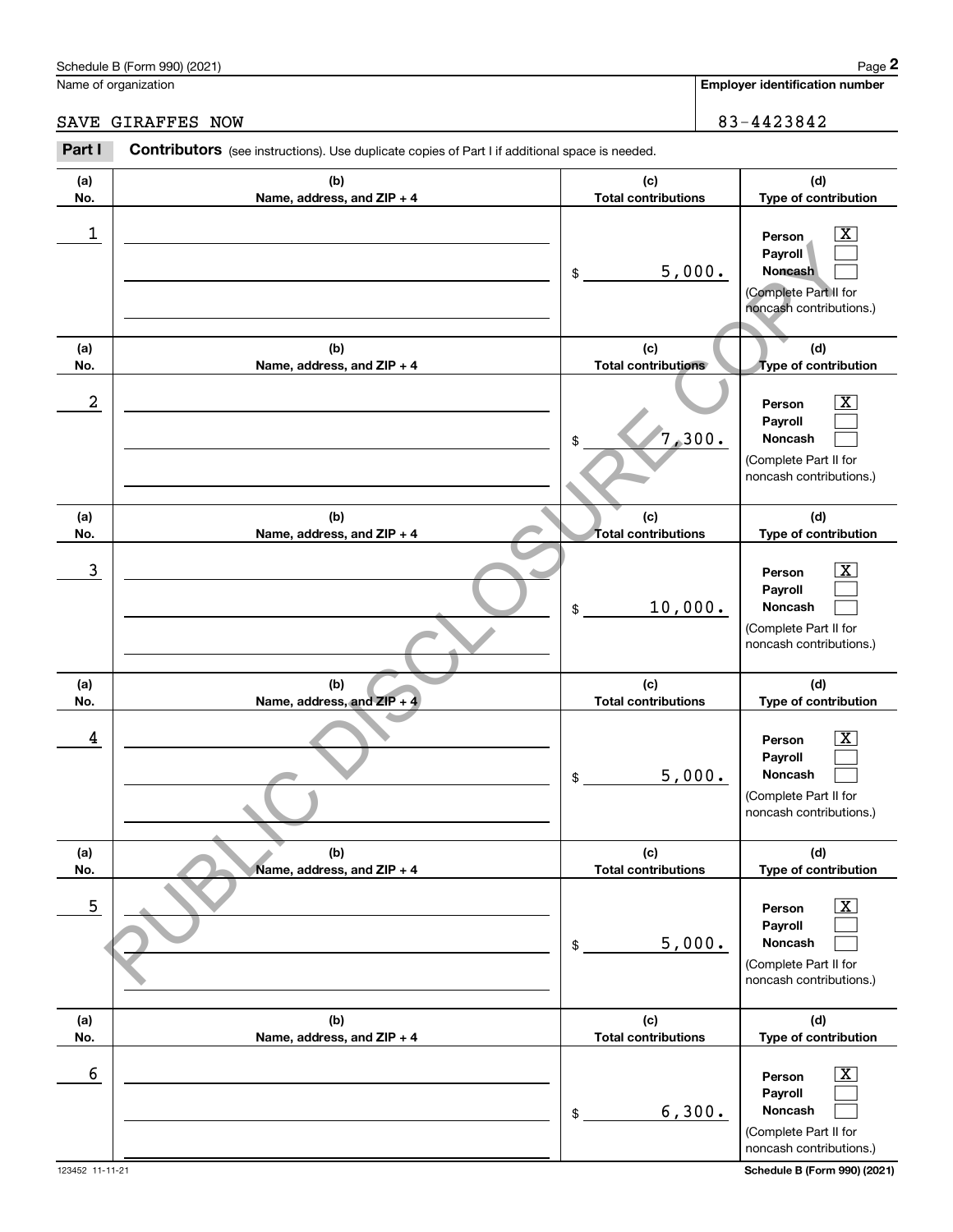Schedule B (Form 990) (2021)

Name of organization: SAVE GIRAFFES NOW

Employer identification number: 83-4423842

**Part I** **Contributors** (see instructions). Use duplicate copies of Part I if additional space is needed.

| (a) No. | (b) Name, address, and ZIP + 4 | (c) Total contributions | (d) Type of contribution |
|---|---|---|---|
| 1 | | $ 5,000. | Person [X] Payroll [ ] Noncash [ ] (Complete Part II for noncash contributions.) |
| 2 | | $ 7,300. | Person [X] Payroll [ ] Noncash [ ] (Complete Part II for noncash contributions.) |
| 3 | | $ 10,000. | Person [X] Payroll [ ] Noncash [ ] (Complete Part II for noncash contributions.) |
| 4 | | $ 5,000. | Person [X] Payroll [ ] Noncash [ ] (Complete Part II for noncash contributions.) |
| 5 | | $ 5,000. | Person [X] Payroll [ ] Noncash [ ] (Complete Part II for noncash contributions.) |
| 6 | | $ 6,300. | Person [X] Payroll [ ] Noncash [ ] (Complete Part II for noncash contributions.) |

PUBLIC DISCLOSURE COPY

123452 11-11-21

Schedule B (Form 990) (2021)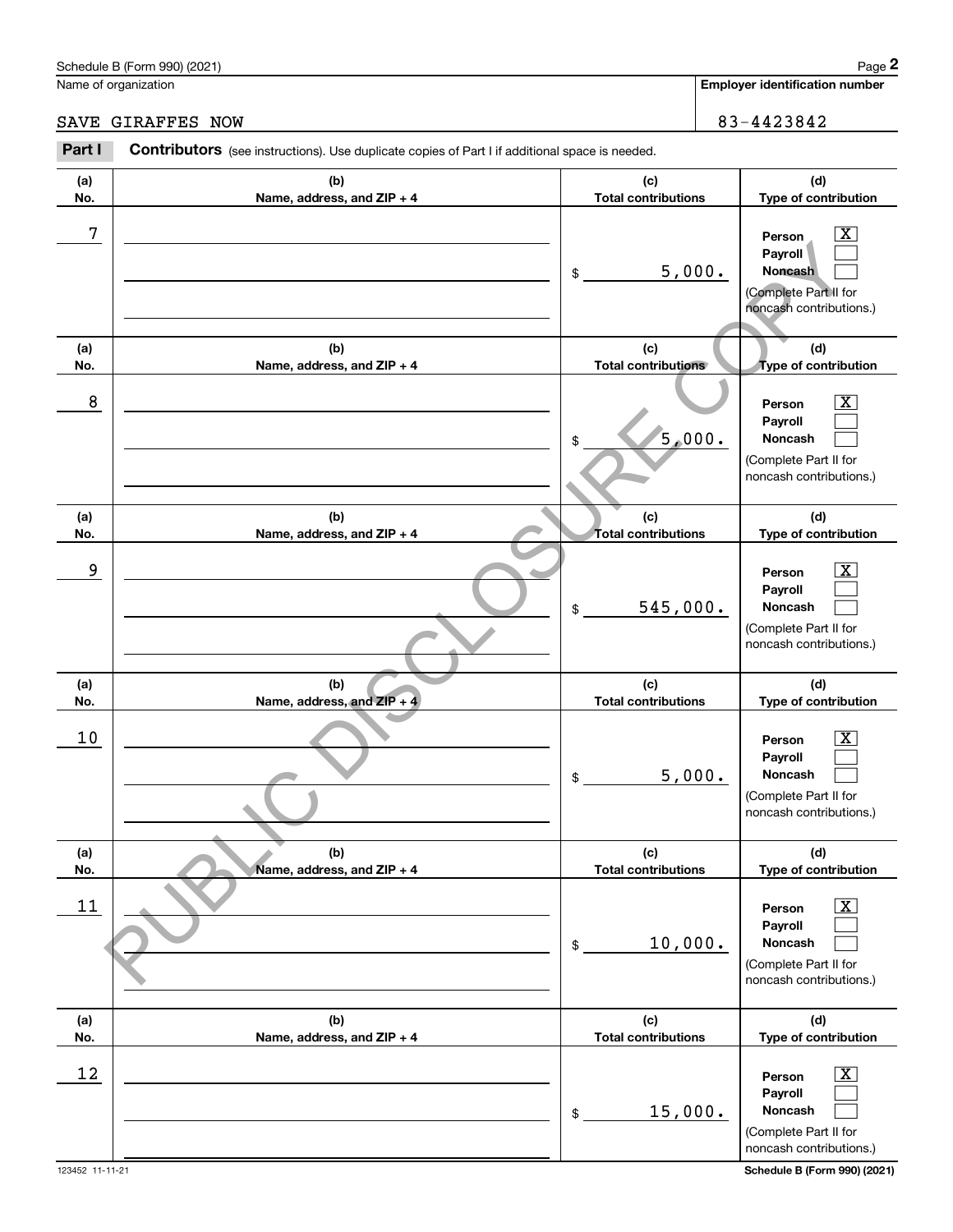Schedule B (Form 990) (2021)

Name of organization: SAVE GIRAFFES NOW

Employer identification number: 83-4423842

**Part I** **Contributors** (see instructions). Use duplicate copies of Part I if additional space is needed.

| (a) No. | (b) Name, address, and ZIP + 4 | (c) Total contributions | (d) Type of contribution |
|---|---|---|---|
| 7 | | $ 5,000. | Person [X] Payroll [ ] Noncash [ ] (Complete Part II for noncash contributions.) |
| 8 | | $ 5,000. | Person [X] Payroll [ ] Noncash [ ] (Complete Part II for noncash contributions.) |
| 9 | | $ 545,000. | Person [X] Payroll [ ] Noncash [ ] (Complete Part II for noncash contributions.) |
| 10 | | $ 5,000. | Person [X] Payroll [ ] Noncash [ ] (Complete Part II for noncash contributions.) |
| 11 | | $ 10,000. | Person [X] Payroll [ ] Noncash [ ] (Complete Part II for noncash contributions.) |
| 12 | | $ 15,000. | Person [X] Payroll [ ] Noncash [ ] (Complete Part II for noncash contributions.) |

PUBLIC DISCLOSURE COPY

123452 11-11-21 Schedule B (Form 990) (2021)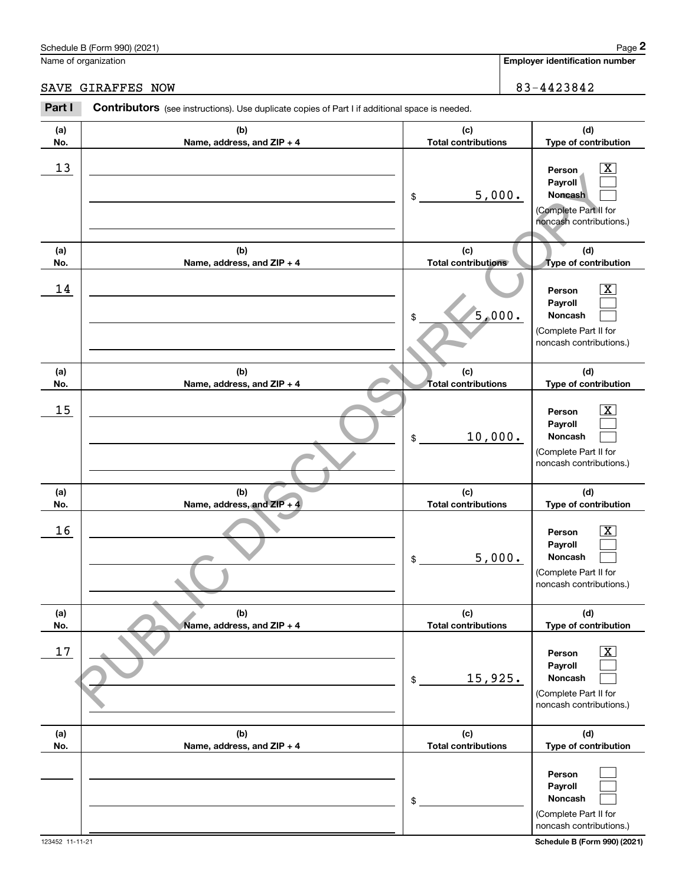Schedule B (Form 990) (2021)

Name of organization: SAVE GIRAFFES NOW

Employer identification number: 83-4423842

**Part I** **Contributors** (see instructions). Use duplicate copies of Part I if additional space is needed.

| (a) No. | (b) Name, address, and ZIP + 4 | (c) Total contributions | (d) Type of contribution |
|---|---|---|---|
| 13 | | $ 5,000. | Person [X] Payroll [ ] Noncash [ ] (Complete Part II for noncash contributions.) |
| 14 | | $ 5,000. | Person [X] Payroll [ ] Noncash [ ] (Complete Part II for noncash contributions.) |
| 15 | | $ 10,000. | Person [X] Payroll [ ] Noncash [ ] (Complete Part II for noncash contributions.) |
| 16 | | $ 5,000. | Person [X] Payroll [ ] Noncash [ ] (Complete Part II for noncash contributions.) |
| 17 | | $ 15,925. | Person [X] Payroll [ ] Noncash [ ] (Complete Part II for noncash contributions.) |
| | | $ | Person [ ] Payroll [ ] Noncash [ ] (Complete Part II for noncash contributions.) |

PUBLIC DISCLOSURE COPY

123452 11-11-21

Schedule B (Form 990) (2021)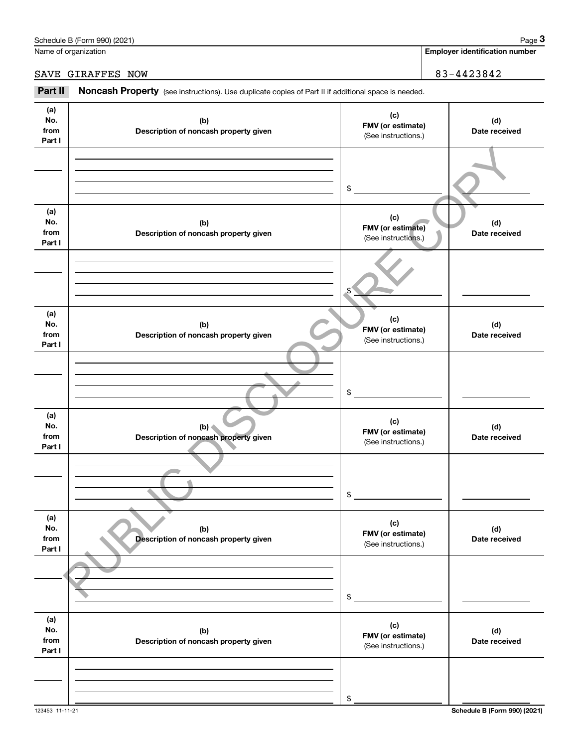Name of organization

SAVE GIRAFFES NOW

**Employer identification number**

83-4423842

**Part II** **Noncash Property** (see instructions). Use duplicate copies of Part II if additional space is needed.

| (a) No. from Part I | (b) Description of noncash property given | (c) FMV (or estimate) (See instructions.) | (d) Date received |
|---|---|---|---|
| | | $ | |

| (a) No. from Part I | (b) Description of noncash property given | (c) FMV (or estimate) (See instructions.) | (d) Date received |
|---|---|---|---|
| | | $ | |

| (a) No. from Part I | (b) Description of noncash property given | (c) FMV (or estimate) (See instructions.) | (d) Date received |
|---|---|---|---|
| | | $ | |

| (a) No. from Part I | (b) Description of noncash property given | (c) FMV (or estimate) (See instructions.) | (d) Date received |
|---|---|---|---|
| | | $ | |

| (a) No. from Part I | (b) Description of noncash property given | (c) FMV (or estimate) (See instructions.) | (d) Date received |
|---|---|---|---|
| | | $ | |

| (a) No. from Part I | (b) Description of noncash property given | (c) FMV (or estimate) (See instructions.) | (d) Date received |
|---|---|---|---|
| | | $ | |

PUBLIC DISCLOSURE COPY

123453 11-11-21 **Schedule B (Form 990) (2021)**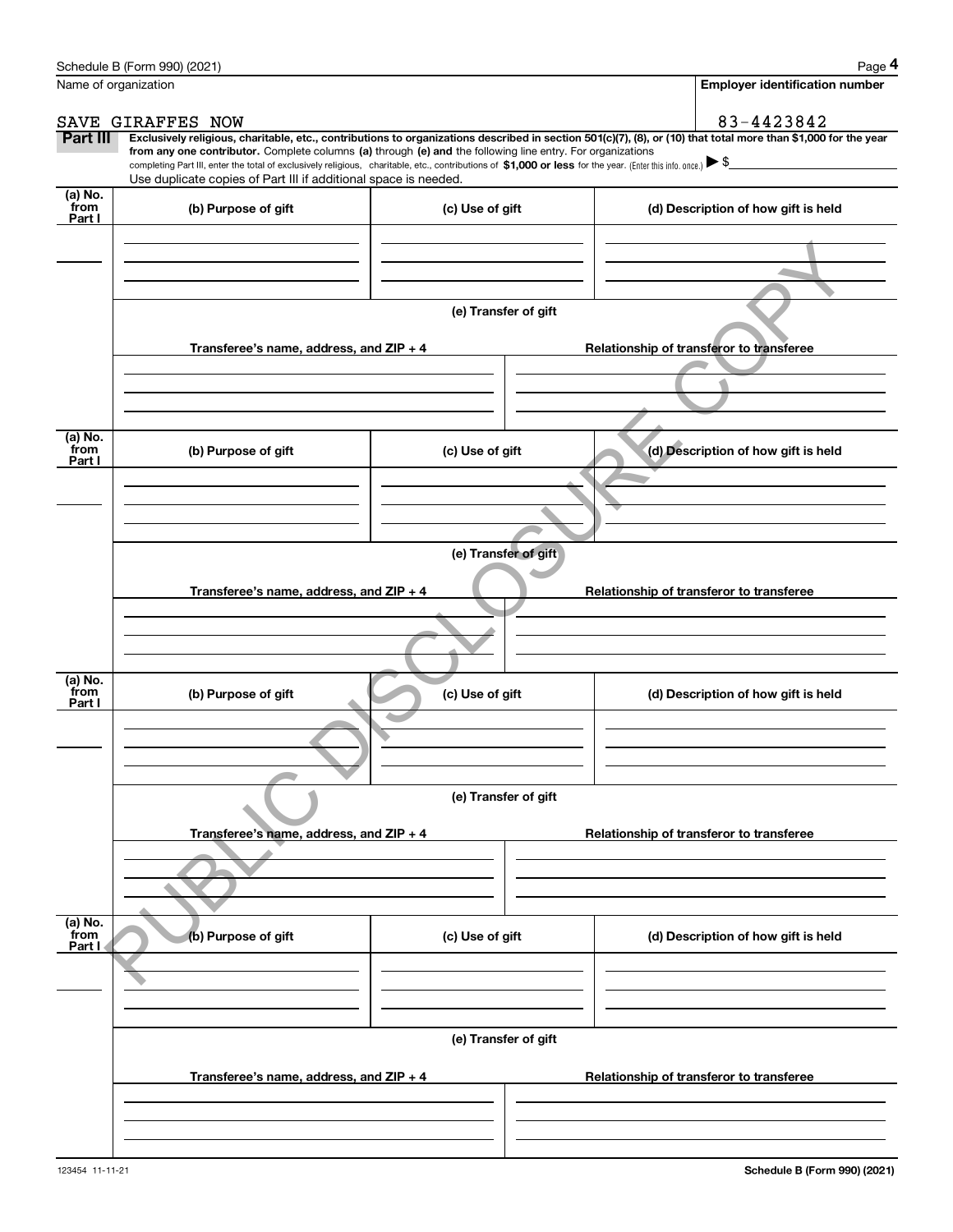Schedule B (Form 990) (2021)

| Name of organization | Employer identification number |
|---|---|
| SAVE GIRAFFES NOW | 83-4423842 |

**Part III** **Exclusively religious, charitable, etc., contributions to organizations described in section 501(c)(7), (8), or (10) that total more than $1,000 for the year from any one contributor.** Complete columns **(a)** through **(e) and** the following line entry. For organizations completing Part III, enter the total of exclusively religious, charitable, etc., contributions of **$1,000 or less** for the year. (Enter this info. once.) ▶ $

Use duplicate copies of Part III if additional space is needed.

| (a) No. from Part I | (b) Purpose of gift | (c) Use of gift | (d) Description of how gift is held |
|---|---|---|---|
| | | | |

**(e) Transfer of gift**

| Transferee's name, address, and ZIP + 4 | Relationship of transferor to transferee |
|---|---|
| | |

| (a) No. from Part I | (b) Purpose of gift | (c) Use of gift | (d) Description of how gift is held |
|---|---|---|---|
| | | | |

**(e) Transfer of gift**

| Transferee's name, address, and ZIP + 4 | Relationship of transferor to transferee |
|---|---|
| | |

| (a) No. from Part I | (b) Purpose of gift | (c) Use of gift | (d) Description of how gift is held |
|---|---|---|---|
| | | | |

**(e) Transfer of gift**

| Transferee's name, address, and ZIP + 4 | Relationship of transferor to transferee |
|---|---|
| | |

| (a) No. from Part I | (b) Purpose of gift | (c) Use of gift | (d) Description of how gift is held |
|---|---|---|---|
| | | | |

**(e) Transfer of gift**

| Transferee's name, address, and ZIP + 4 | Relationship of transferor to transferee |
|---|---|
| | |

PUBLIC DISCLOSURE COPY

123454 11-11-21

**Schedule B (Form 990) (2021)**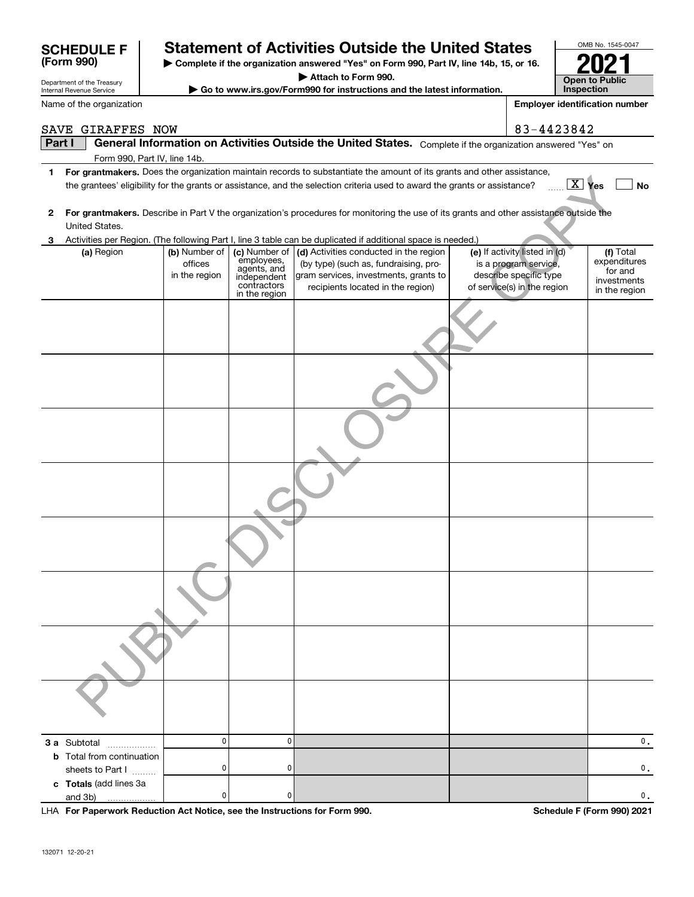# SCHEDULE F (Form 990)

Department of the Treasury
Internal Revenue Service

## Statement of Activities Outside the United States

▶ Complete if the organization answered "Yes" on Form 990, Part IV, line 14b, 15, or 16.
▶ Attach to Form 990.
▶ Go to www.irs.gov/Form990 for instructions and the latest information.

OMB No. 1545-0047

**2021**

**Open to Public Inspection**

Name of the organization: SAVE GIRAFFES NOW

Employer identification number: 83-4423842

**Part I** **General Information on Activities Outside the United States.** Complete if the organization answered "Yes" on Form 990, Part IV, line 14b.

1 **For grantmakers.** Does the organization maintain records to substantiate the amount of its grants and other assistance, the grantees' eligibility for the grants or assistance, and the selection criteria used to award the grants or assistance? [X] Yes [ ] No

2 **For grantmakers.** Describe in Part V the organization's procedures for monitoring the use of its grants and other assistance outside the United States.

3 Activities per Region. (The following Part I, line 3 table can be duplicated if additional space is needed.)

| (a) Region | (b) Number of offices in the region | (c) Number of employees, agents, and independent contractors in the region | (d) Activities conducted in the region (by type) (such as, fundraising, program services, investments, grants to recipients located in the region) | (e) If activity listed in (d) is a program service, describe specific type of service(s) in the region | (f) Total expenditures for and investments in the region |
|---|---|---|---|---|---|
| | | | | | |
| | | | | | |
| | | | | | |
| | | | | | |
| | | | | | |
| | | | | | |
| | | | | | |
| | | | | | |
| **3 a** Subtotal | 0 | 0 | | | 0. |
| **b** Total from continuation sheets to Part I | 0 | 0 | | | 0. |
| **c Totals** (add lines 3a and 3b) | 0 | 0 | | | 0. |

LHA **For Paperwork Reduction Act Notice, see the Instructions for Form 990.** **Schedule F (Form 990) 2021**

132071 12-20-21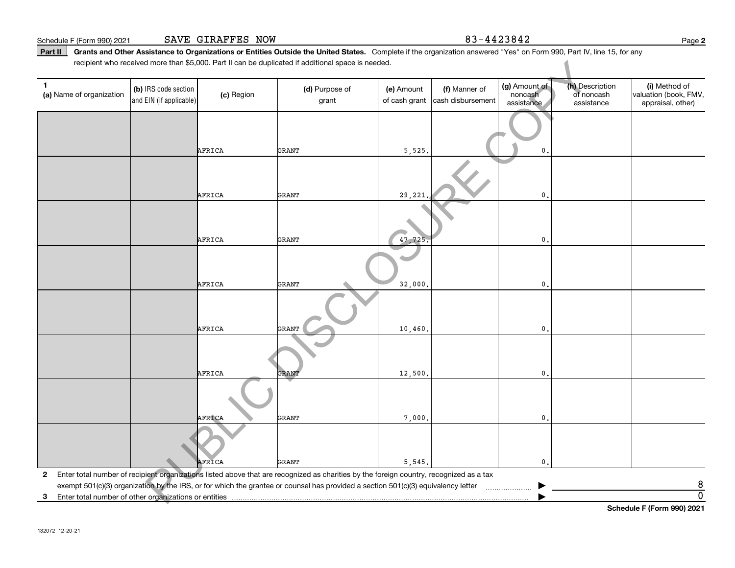Schedule F (Form 990) 2021 SAVE GIRAFFES NOW 83-4423842

**Part II** **Grants and Other Assistance to Organizations or Entities Outside the United States.** Complete if the organization answered "Yes" on Form 990, Part IV, line 15, for any recipient who received more than $5,000. Part II can be duplicated if additional space is needed.

| 1 (a) Name of organization | (b) IRS code section and EIN (if applicable) | (c) Region | (d) Purpose of grant | (e) Amount of cash grant | (f) Manner of cash disbursement | (g) Amount of noncash assistance | (h) Description of noncash assistance | (i) Method of valuation (book, FMV, appraisal, other) |
|---|---|---|---|---|---|---|---|---|
| | | AFRICA | GRANT | 5,525. | | 0. | | |
| | | AFRICA | GRANT | 29,221. | | 0. | | |
| | | AFRICA | GRANT | 47,725. | | 0. | | |
| | | AFRICA | GRANT | 32,000. | | 0. | | |
| | | AFRICA | GRANT | 10,460. | | 0. | | |
| | | AFRICA | GRANT | 12,500. | | 0. | | |
| | | AFRICA | GRANT | 7,000. | | 0. | | |
| | | AFRICA | GRANT | 5,545. | | 0. | | |

**2** Enter total number of recipient organizations listed above that are recognized as charities by the foreign country, recognized as a tax exempt 501(c)(3) organization by the IRS, or for which the grantee or counsel has provided a section 501(c)(3) equivalency letter ▶ 8

**3** Enter total number of other organizations or entities ▶ 0

**Schedule F (Form 990) 2021**

132072 12-20-21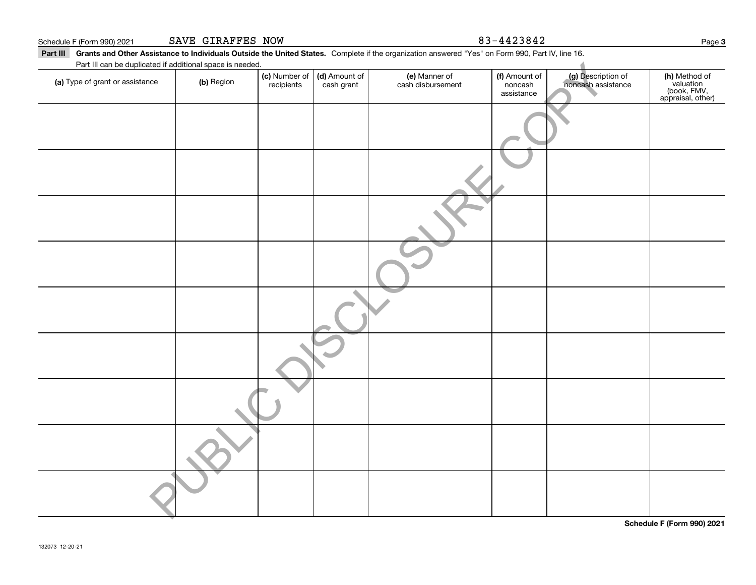Schedule F (Form 990) 2021 SAVE GIRAFFES NOW 83-4423842

**Part III Grants and Other Assistance to Individuals Outside the United States.** Complete if the organization answered "Yes" on Form 990, Part IV, line 16.

Part III can be duplicated if additional space is needed.

| (a) Type of grant or assistance | (b) Region | (c) Number of recipients | (d) Amount of cash grant | (e) Manner of cash disbursement | (f) Amount of noncash assistance | (g) Description of noncash assistance | (h) Method of valuation (book, FMV, appraisal, other) |
|---|---|---|---|---|---|---|---|
| | | | | | | | |
| | | | | | | | |
| | | | | | | | |
| | | | | | | | |
| | | | | | | | |
| | | | | | | | |
| | | | | | | | |
| | | | | | | | |
| | | | | | | | |

PUBLIC DISCLOSURE COPY

**Schedule F (Form 990) 2021**

132073 12-20-21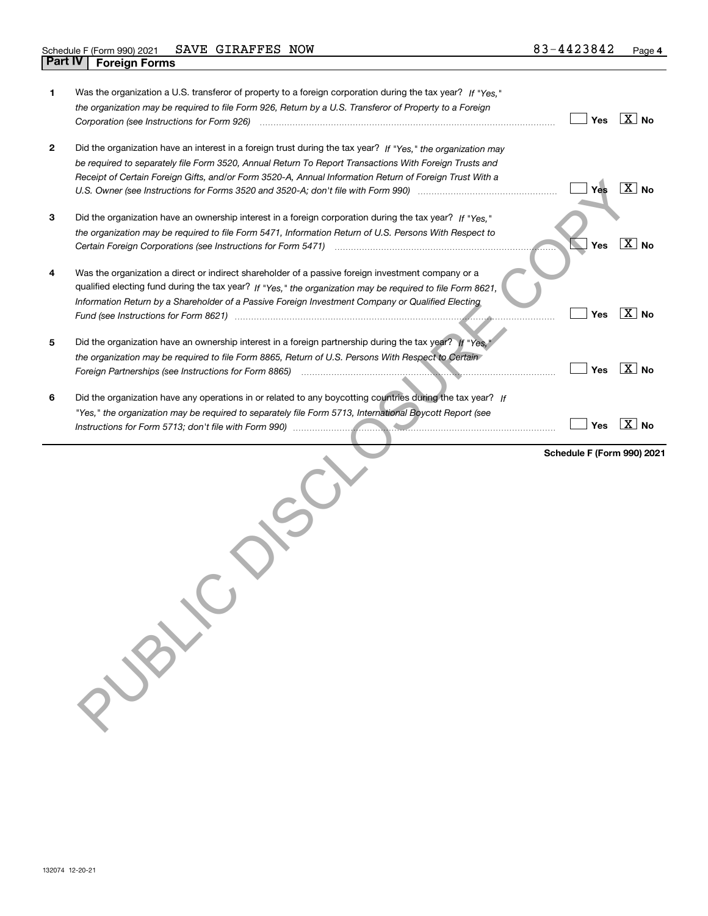Schedule F (Form 990) 2021 SAVE GIRAFFES NOW 83-4423842

## Part IV Foreign Forms

| | | Yes | No |
|---|---|---|---|
| 1 | Was the organization a U.S. transferor of property to a foreign corporation during the tax year? *If "Yes," the organization may be required to file Form 926, Return by a U.S. Transferor of Property to a Foreign Corporation (see Instructions for Form 926)* | | X |
| 2 | Did the organization have an interest in a foreign trust during the tax year? *If "Yes," the organization may be required to separately file Form 3520, Annual Return To Report Transactions With Foreign Trusts and Receipt of Certain Foreign Gifts, and/or Form 3520-A, Annual Information Return of Foreign Trust With a U.S. Owner (see Instructions for Forms 3520 and 3520-A; don't file with Form 990)* | | X |
| 3 | Did the organization have an ownership interest in a foreign corporation during the tax year? *If "Yes," the organization may be required to file Form 5471, Information Return of U.S. Persons With Respect to Certain Foreign Corporations (see Instructions for Form 5471)* | | X |
| 4 | Was the organization a direct or indirect shareholder of a passive foreign investment company or a qualified electing fund during the tax year? *If "Yes," the organization may be required to file Form 8621, Information Return by a Shareholder of a Passive Foreign Investment Company or Qualified Electing Fund (see Instructions for Form 8621)* | | X |
| 5 | Did the organization have an ownership interest in a foreign partnership during the tax year? *If "Yes," the organization may be required to file Form 8865, Return of U.S. Persons With Respect to Certain Foreign Partnerships (see Instructions for Form 8865)* | | X |
| 6 | Did the organization have any operations in or related to any boycotting countries during the tax year? *If "Yes," the organization may be required to separately file Form 5713, International Boycott Report (see Instructions for Form 5713; don't file with Form 990)* | | X |

**Schedule F (Form 990) 2021**

PUBLIC DISCLOSURE COPY

132074 12-20-21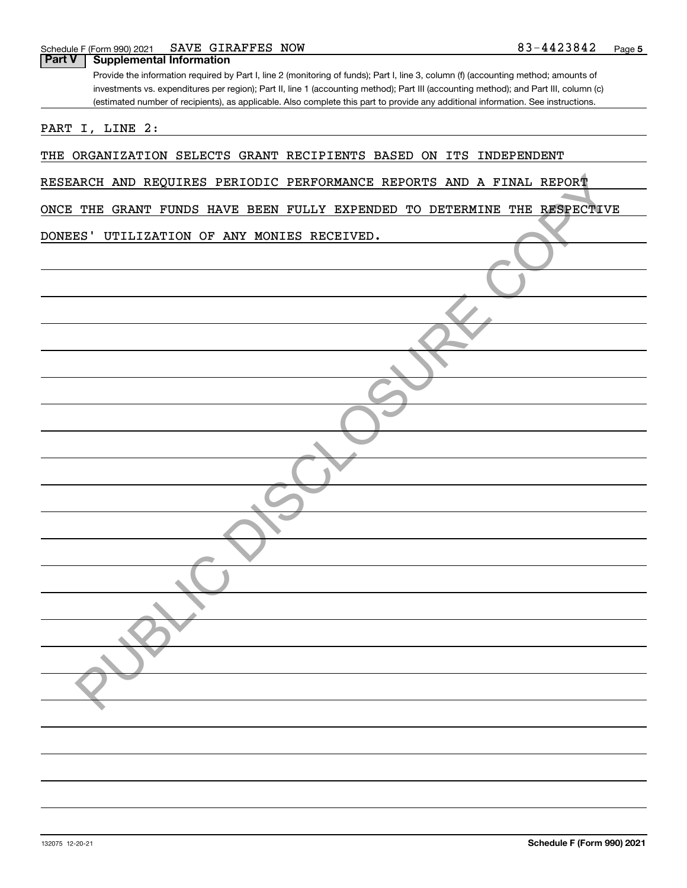Schedule F (Form 990) 2021 SAVE GIRAFFES NOW 83-4423842

**Part V — Supplemental Information**

Provide the information required by Part I, line 2 (monitoring of funds); Part I, line 3, column (f) (accounting method; amounts of investments vs. expenditures per region); Part II, line 1 (accounting method); Part III (accounting method); and Part III, column (c) (estimated number of recipients), as applicable. Also complete this part to provide any additional information. See instructions.

PART I, LINE 2:

THE ORGANIZATION SELECTS GRANT RECIPIENTS BASED ON ITS INDEPENDENT RESEARCH AND REQUIRES PERIODIC PERFORMANCE REPORTS AND A FINAL REPORT ONCE THE GRANT FUNDS HAVE BEEN FULLY EXPENDED TO DETERMINE THE RESPECTIVE DONEES' UTILIZATION OF ANY MONIES RECEIVED.

PUBLIC DISCLOSURE COPY

132075 12-20-21 **Schedule F (Form 990) 2021**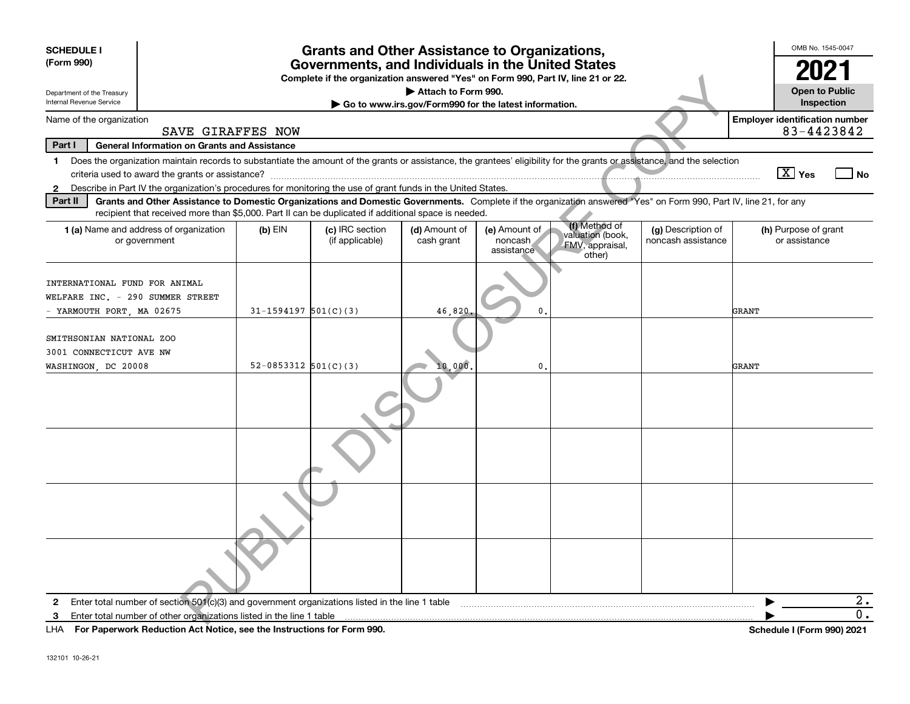**SCHEDULE I (Form 990)**

Department of the Treasury
Internal Revenue Service

# Grants and Other Assistance to Organizations, Governments, and Individuals in the United States

**Complete if the organization answered "Yes" on Form 990, Part IV, line 21 or 22.**

▶ Attach to Form 990.

▶ Go to www.irs.gov/Form990 for the latest information.

OMB No. 1545-0047

**2021**

**Open to Public Inspection**

Name of the organization: SAVE GIRAFFES NOW

Employer identification number: 83-4423842

**Part I — General Information on Grants and Assistance**

1 Does the organization maintain records to substantiate the amount of the grants or assistance, the grantees' eligibility for the grants or assistance, and the selection criteria used to award the grants or assistance? [X] Yes [ ] No

2 Describe in Part IV the organization's procedures for monitoring the use of grant funds in the United States.

**Part II — Grants and Other Assistance to Domestic Organizations and Domestic Governments.** Complete if the organization answered "Yes" on Form 990, Part IV, line 21, for any recipient that received more than $5,000. Part II can be duplicated if additional space is needed.

| 1 (a) Name and address of organization or government | (b) EIN | (c) IRC section (if applicable) | (d) Amount of cash grant | (e) Amount of noncash assistance | (f) Method of valuation (book, FMV, appraisal, other) | (g) Description of noncash assistance | (h) Purpose of grant or assistance |
|---|---|---|---|---|---|---|---|
| INTERNATIONAL FUND FOR ANIMAL WELFARE INC. - 290 SUMMER STREET - YARMOUTH PORT, MA 02675 | 31-1594197 | 501(C)(3) | 46,820. | 0. | | | GRANT |
| SMITHSONIAN NATIONAL ZOO 3001 CONNECTICUT AVE NW WASHINGON, DC 20008 | 52-0853312 | 501(C)(3) | 10,000. | 0. | | | GRANT |
| | | | | | | | |
| | | | | | | | |
| | | | | | | | |
| | | | | | | | |

2 Enter total number of section 501(c)(3) and government organizations listed in the line 1 table ▶ 2.

3 Enter total number of other organizations listed in the line 1 table ▶ 0.

LHA **For Paperwork Reduction Act Notice, see the Instructions for Form 990.** **Schedule I (Form 990) 2021**

132101 10-26-21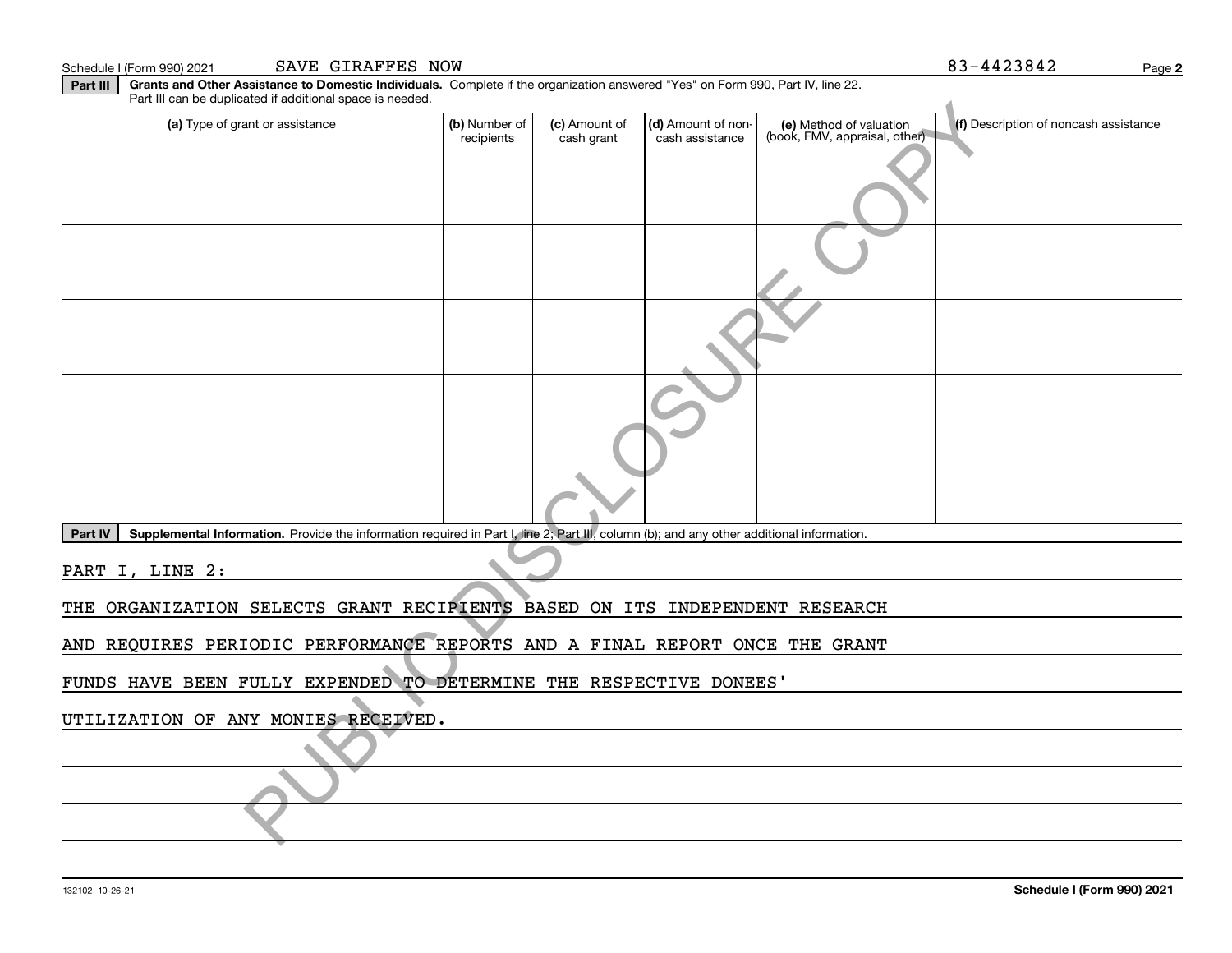Schedule I (Form 990) 2021 SAVE GIRAFFES NOW 83-4423842

**Part III** **Grants and Other Assistance to Domestic Individuals.** Complete if the organization answered "Yes" on Form 990, Part IV, line 22. Part III can be duplicated if additional space is needed.

| (a) Type of grant or assistance | (b) Number of recipients | (c) Amount of cash grant | (d) Amount of non-cash assistance | (e) Method of valuation (book, FMV, appraisal, other) | (f) Description of noncash assistance |
|---|---|---|---|---|---|
| | | | | | |
| | | | | | |
| | | | | | |
| | | | | | |
| | | | | | |

**Part IV** **Supplemental Information.** Provide the information required in Part I, line 2; Part III, column (b); and any other additional information.

PART I, LINE 2:

THE ORGANIZATION SELECTS GRANT RECIPIENTS BASED ON ITS INDEPENDENT RESEARCH AND REQUIRES PERIODIC PERFORMANCE REPORTS AND A FINAL REPORT ONCE THE GRANT FUNDS HAVE BEEN FULLY EXPENDED TO DETERMINE THE RESPECTIVE DONEES' UTILIZATION OF ANY MONIES RECEIVED.

PUBLIC DISCLOSURE COPY

132102 10-26-21 **Schedule I (Form 990) 2021**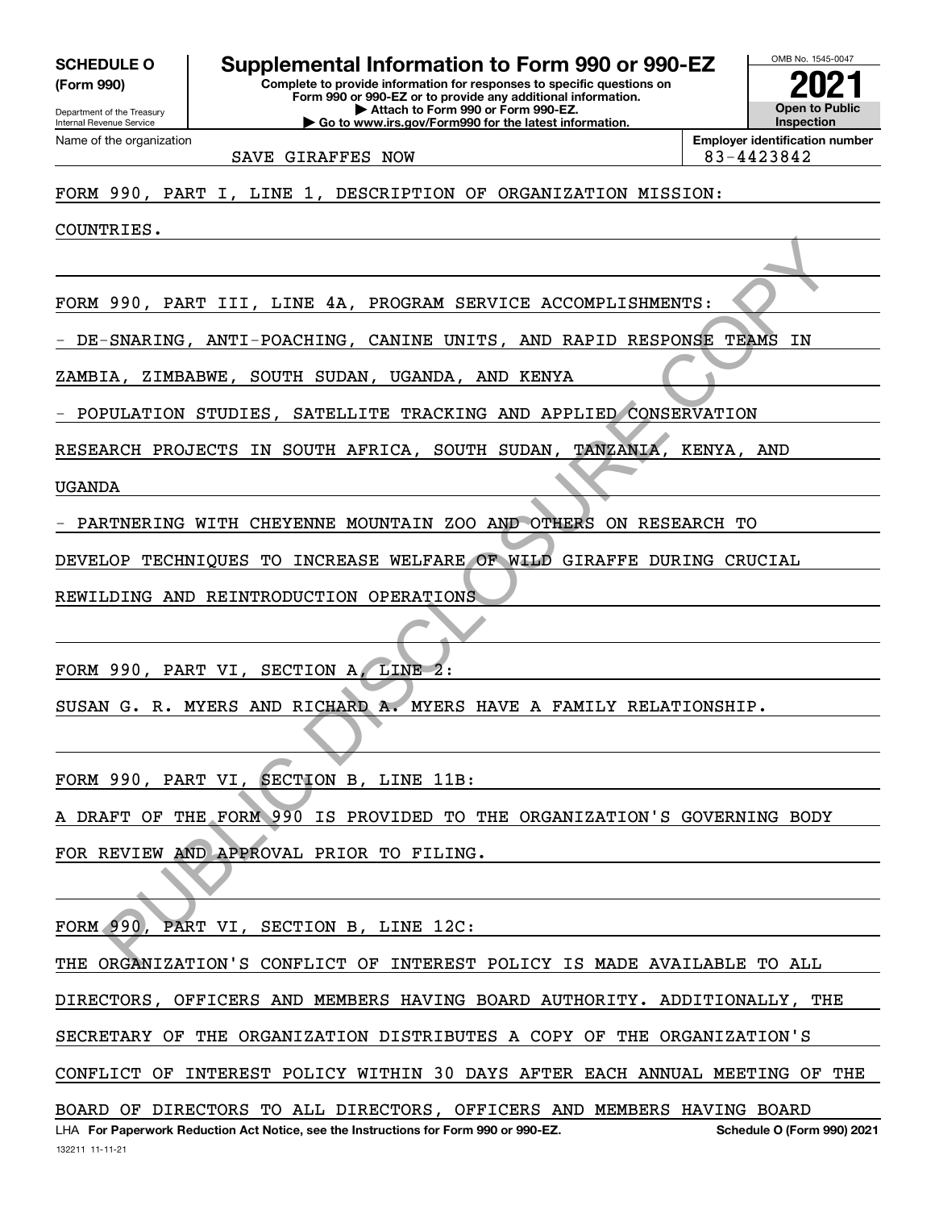**SCHEDULE O (Form 990)**

Department of the Treasury
Internal Revenue Service

# Supplemental Information to Form 990 or 990-EZ

**Complete to provide information for responses to specific questions on Form 990 or 990-EZ or to provide any additional information.**
**▶ Attach to Form 990 or Form 990-EZ.**
**▶ Go to www.irs.gov/Form990 for the latest information.**

OMB No. 1545-0047

**2021**

**Open to Public Inspection**

Name of the organization: SAVE GIRAFFES NOW

**Employer identification number** 83-4423842

FORM 990, PART I, LINE 1, DESCRIPTION OF ORGANIZATION MISSION:

COUNTRIES.

FORM 990, PART III, LINE 4A, PROGRAM SERVICE ACCOMPLISHMENTS:

- DE-SNARING, ANTI-POACHING, CANINE UNITS, AND RAPID RESPONSE TEAMS IN ZAMBIA, ZIMBABWE, SOUTH SUDAN, UGANDA, AND KENYA
- POPULATION STUDIES, SATELLITE TRACKING AND APPLIED CONSERVATION RESEARCH PROJECTS IN SOUTH AFRICA, SOUTH SUDAN, TANZANIA, KENYA, AND UGANDA
- PARTNERING WITH CHEYENNE MOUNTAIN ZOO AND OTHERS ON RESEARCH TO DEVELOP TECHNIQUES TO INCREASE WELFARE OF WILD GIRAFFE DURING CRUCIAL REWILDING AND REINTRODUCTION OPERATIONS

FORM 990, PART VI, SECTION A, LINE 2:

SUSAN G. R. MYERS AND RICHARD A. MYERS HAVE A FAMILY RELATIONSHIP.

FORM 990, PART VI, SECTION B, LINE 11B:

A DRAFT OF THE FORM 990 IS PROVIDED TO THE ORGANIZATION'S GOVERNING BODY FOR REVIEW AND APPROVAL PRIOR TO FILING.

FORM 990, PART VI, SECTION B, LINE 12C:

THE ORGANIZATION'S CONFLICT OF INTEREST POLICY IS MADE AVAILABLE TO ALL DIRECTORS, OFFICERS AND MEMBERS HAVING BOARD AUTHORITY. ADDITIONALLY, THE SECRETARY OF THE ORGANIZATION DISTRIBUTES A COPY OF THE ORGANIZATION'S CONFLICT OF INTEREST POLICY WITHIN 30 DAYS AFTER EACH ANNUAL MEETING OF THE BOARD OF DIRECTORS TO ALL DIRECTORS, OFFICERS AND MEMBERS HAVING BOARD

LHA **For Paperwork Reduction Act Notice, see the Instructions for Form 990 or 990-EZ.** **Schedule O (Form 990) 2021**

132211 11-11-21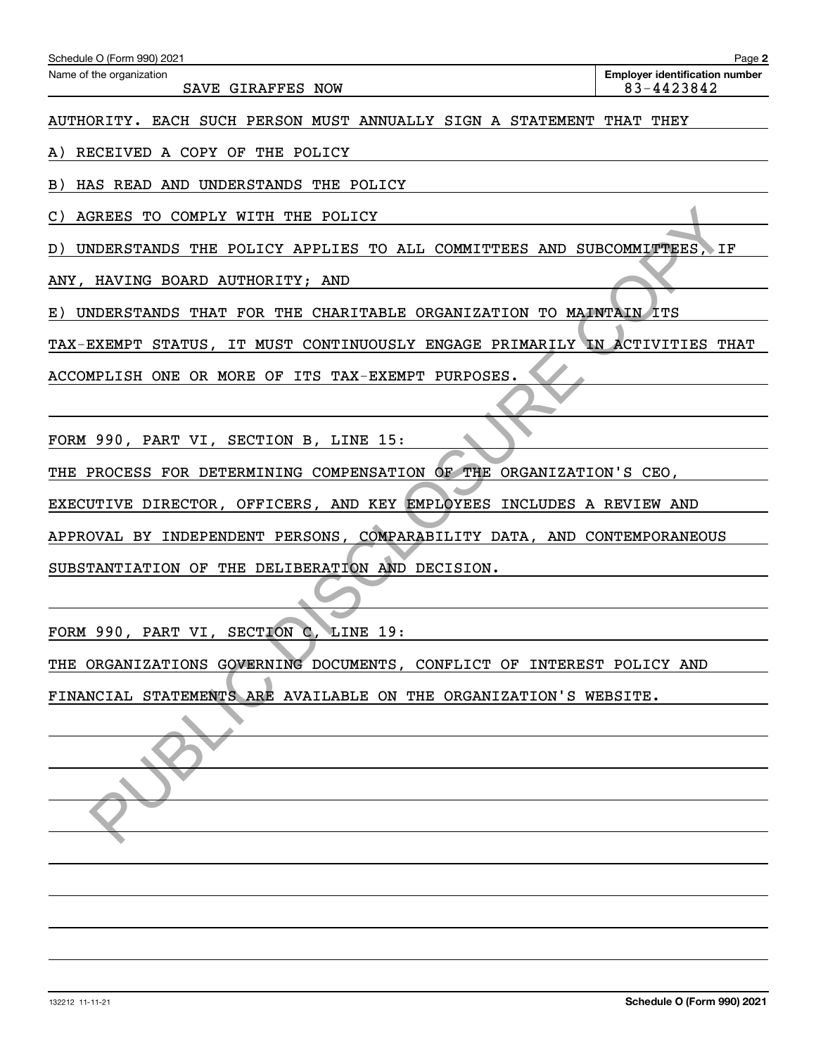Schedule O (Form 990) 2021 Page 2

Name of the organization: SAVE GIRAFFES NOW

Employer identification number: 83-4423842

AUTHORITY. EACH SUCH PERSON MUST ANNUALLY SIGN A STATEMENT THAT THEY

A) RECEIVED A COPY OF THE POLICY

B) HAS READ AND UNDERSTANDS THE POLICY

C) AGREES TO COMPLY WITH THE POLICY

D) UNDERSTANDS THE POLICY APPLIES TO ALL COMMITTEES AND SUBCOMMITTEES, IF ANY, HAVING BOARD AUTHORITY; AND

E) UNDERSTANDS THAT FOR THE CHARITABLE ORGANIZATION TO MAINTAIN ITS TAX-EXEMPT STATUS, IT MUST CONTINUOUSLY ENGAGE PRIMARILY IN ACTIVITIES THAT ACCOMPLISH ONE OR MORE OF ITS TAX-EXEMPT PURPOSES.

FORM 990, PART VI, SECTION B, LINE 15:

THE PROCESS FOR DETERMINING COMPENSATION OF THE ORGANIZATION'S CEO, EXECUTIVE DIRECTOR, OFFICERS, AND KEY EMPLOYEES INCLUDES A REVIEW AND APPROVAL BY INDEPENDENT PERSONS, COMPARABILITY DATA, AND CONTEMPORANEOUS SUBSTANTIATION OF THE DELIBERATION AND DECISION.

FORM 990, PART VI, SECTION C, LINE 19:

THE ORGANIZATIONS GOVERNING DOCUMENTS, CONFLICT OF INTEREST POLICY AND FINANCIAL STATEMENTS ARE AVAILABLE ON THE ORGANIZATION'S WEBSITE.

132212 11-11-21 Schedule O (Form 990) 2021